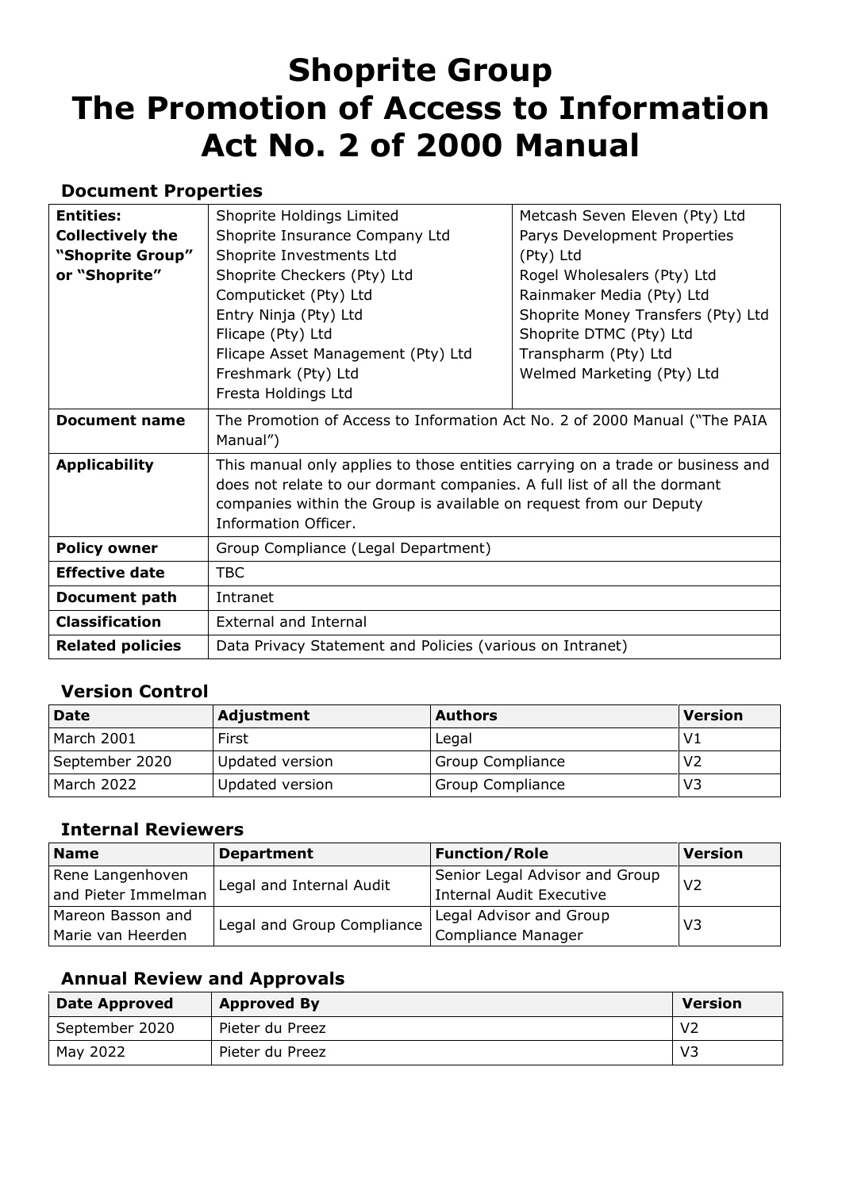# Shoprite Group
# The Promotion of Access to Information Act No. 2 of 2000 Manual

## Document Properties

| **Entities: Collectively the "Shoprite Group" or "Shoprite"** | Shoprite Holdings Limited<br>Shoprite Insurance Company Ltd<br>Shoprite Investments Ltd<br>Shoprite Checkers (Pty) Ltd<br>Computicket (Pty) Ltd<br>Entry Ninja (Pty) Ltd<br>Flicape (Pty) Ltd<br>Flicape Asset Management (Pty) Ltd<br>Freshmark (Pty) Ltd<br>Fresta Holdings Ltd | Metcash Seven Eleven (Pty) Ltd<br>Parys Development Properties (Pty) Ltd<br>Rogel Wholesalers (Pty) Ltd<br>Rainmaker Media (Pty) Ltd<br>Shoprite Money Transfers (Pty) Ltd<br>Shoprite DTMC (Pty) Ltd<br>Transpharm (Pty) Ltd<br>Welmed Marketing (Pty) Ltd |
|---|---|---|
| **Document name** | The Promotion of Access to Information Act No. 2 of 2000 Manual ("The PAIA Manual") | |
| **Applicability** | This manual only applies to those entities carrying on a trade or business and does not relate to our dormant companies. A full list of all the dormant companies within the Group is available on request from our Deputy Information Officer. | |
| **Policy owner** | Group Compliance (Legal Department) | |
| **Effective date** | TBC | |
| **Document path** | Intranet | |
| **Classification** | External and Internal | |
| **Related policies** | Data Privacy Statement and Policies (various on Intranet) | |

## Version Control

| Date | Adjustment | Authors | Version |
|---|---|---|---|
| March 2001 | First | Legal | V1 |
| September 2020 | Updated version | Group Compliance | V2 |
| March 2022 | Updated version | Group Compliance | V3 |

## Internal Reviewers

| Name | Department | Function/Role | Version |
|---|---|---|---|
| Rene Langenhoven and Pieter Immelman | Legal and Internal Audit | Senior Legal Advisor and Group Internal Audit Executive | V2 |
| Mareon Basson and Marie van Heerden | Legal and Group Compliance | Legal Advisor and Group Compliance Manager | V3 |

## Annual Review and Approvals

| Date Approved | Approved By | Version |
|---|---|---|
| September 2020 | Pieter du Preez | V2 |
| May 2022 | Pieter du Preez | V3 |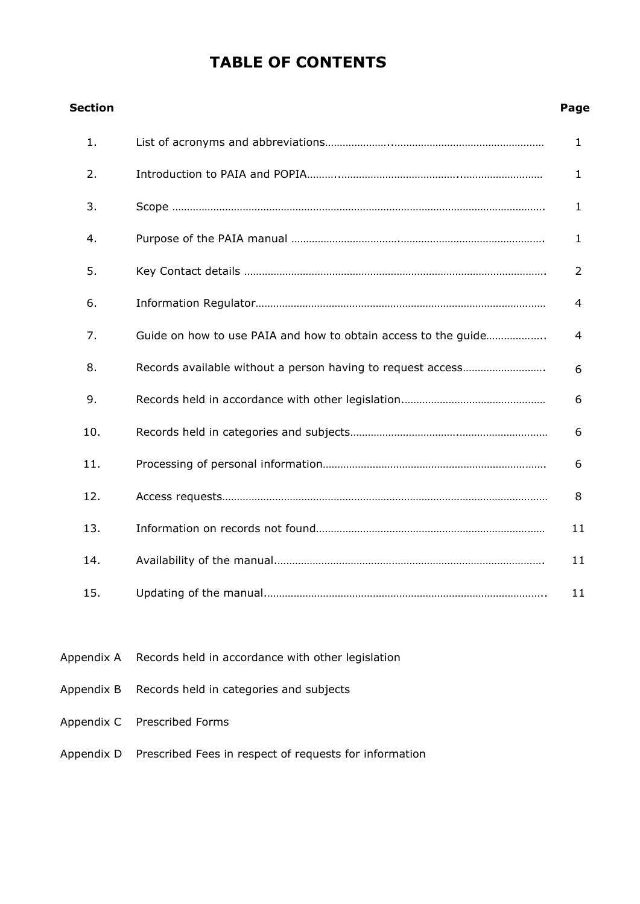# TABLE OF CONTENTS

| Section | | Page |
|---|---|---|
| 1. | List of acronyms and abbreviations | 1 |
| 2. | Introduction to PAIA and POPIA | 1 |
| 3. | Scope | 1 |
| 4. | Purpose of the PAIA manual | 1 |
| 5. | Key Contact details | 2 |
| 6. | Information Regulator | 4 |
| 7. | Guide on how to use PAIA and how to obtain access to the guide | 4 |
| 8. | Records available without a person having to request access | 6 |
| 9. | Records held in accordance with other legislation | 6 |
| 10. | Records held in categories and subjects | 6 |
| 11. | Processing of personal information | 6 |
| 12. | Access requests | 8 |
| 13. | Information on records not found | 11 |
| 14. | Availability of the manual | 11 |
| 15. | Updating of the manual | 11 |

Appendix A Records held in accordance with other legislation

Appendix B Records held in categories and subjects

Appendix C Prescribed Forms

Appendix D Prescribed Fees in respect of requests for information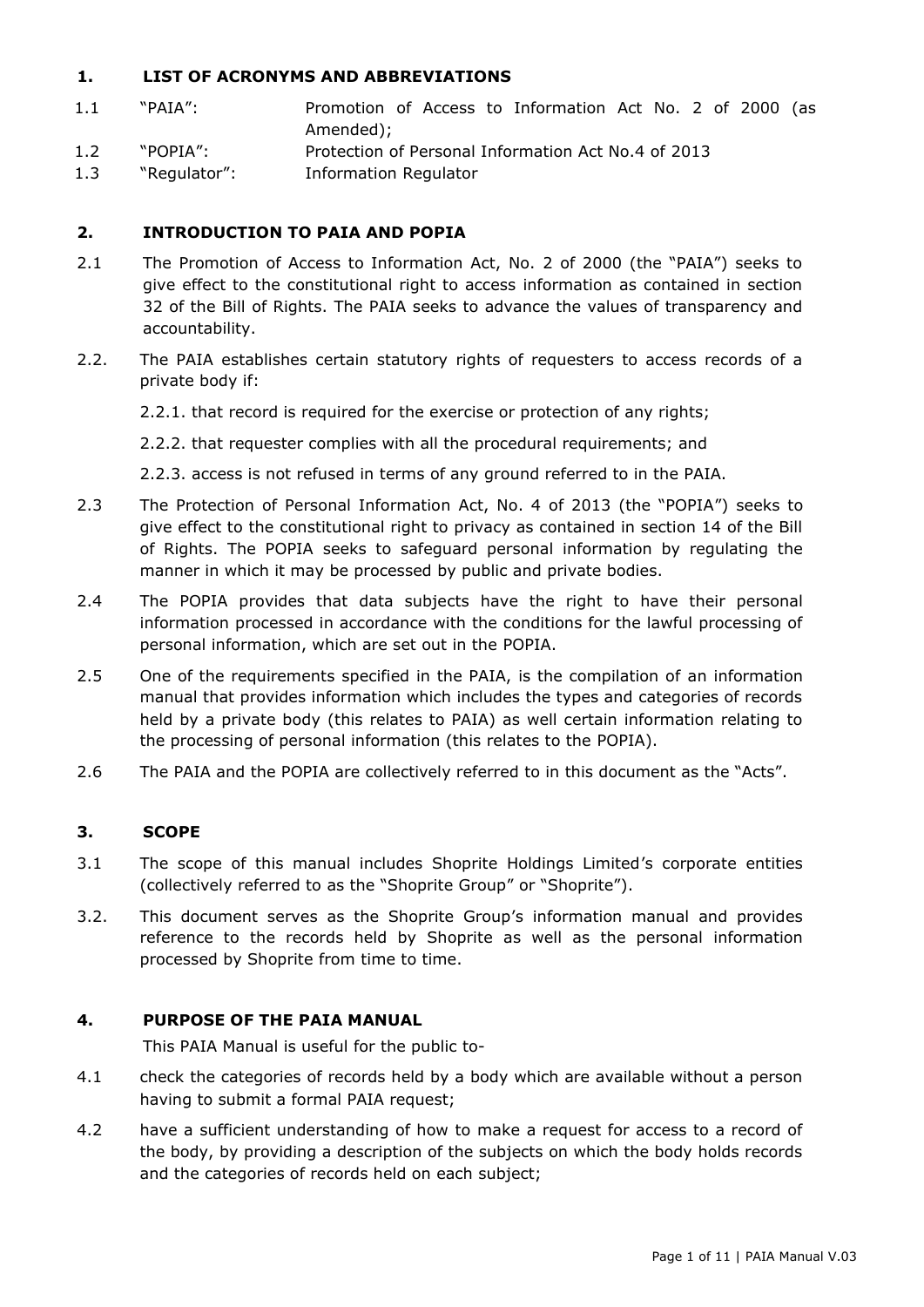## 1. LIST OF ACRONYMS AND ABBREVIATIONS

1.1 "PAIA": Promotion of Access to Information Act No. 2 of 2000 (as Amended);

1.2 "POPIA": Protection of Personal Information Act No.4 of 2013

1.3 "Regulator": Information Regulator

## 2. INTRODUCTION TO PAIA AND POPIA

2.1 The Promotion of Access to Information Act, No. 2 of 2000 (the "PAIA") seeks to give effect to the constitutional right to access information as contained in section 32 of the Bill of Rights. The PAIA seeks to advance the values of transparency and accountability.

2.2. The PAIA establishes certain statutory rights of requesters to access records of a private body if:

2.2.1. that record is required for the exercise or protection of any rights;

2.2.2. that requester complies with all the procedural requirements; and

2.2.3. access is not refused in terms of any ground referred to in the PAIA.

2.3 The Protection of Personal Information Act, No. 4 of 2013 (the "POPIA") seeks to give effect to the constitutional right to privacy as contained in section 14 of the Bill of Rights. The POPIA seeks to safeguard personal information by regulating the manner in which it may be processed by public and private bodies.

2.4 The POPIA provides that data subjects have the right to have their personal information processed in accordance with the conditions for the lawful processing of personal information, which are set out in the POPIA.

2.5 One of the requirements specified in the PAIA, is the compilation of an information manual that provides information which includes the types and categories of records held by a private body (this relates to PAIA) as well certain information relating to the processing of personal information (this relates to the POPIA).

2.6 The PAIA and the POPIA are collectively referred to in this document as the "Acts".

## 3. SCOPE

3.1 The scope of this manual includes Shoprite Holdings Limited's corporate entities (collectively referred to as the "Shoprite Group" or "Shoprite").

3.2. This document serves as the Shoprite Group's information manual and provides reference to the records held by Shoprite as well as the personal information processed by Shoprite from time to time.

## 4. PURPOSE OF THE PAIA MANUAL

This PAIA Manual is useful for the public to-

4.1 check the categories of records held by a body which are available without a person having to submit a formal PAIA request;

4.2 have a sufficient understanding of how to make a request for access to a record of the body, by providing a description of the subjects on which the body holds records and the categories of records held on each subject;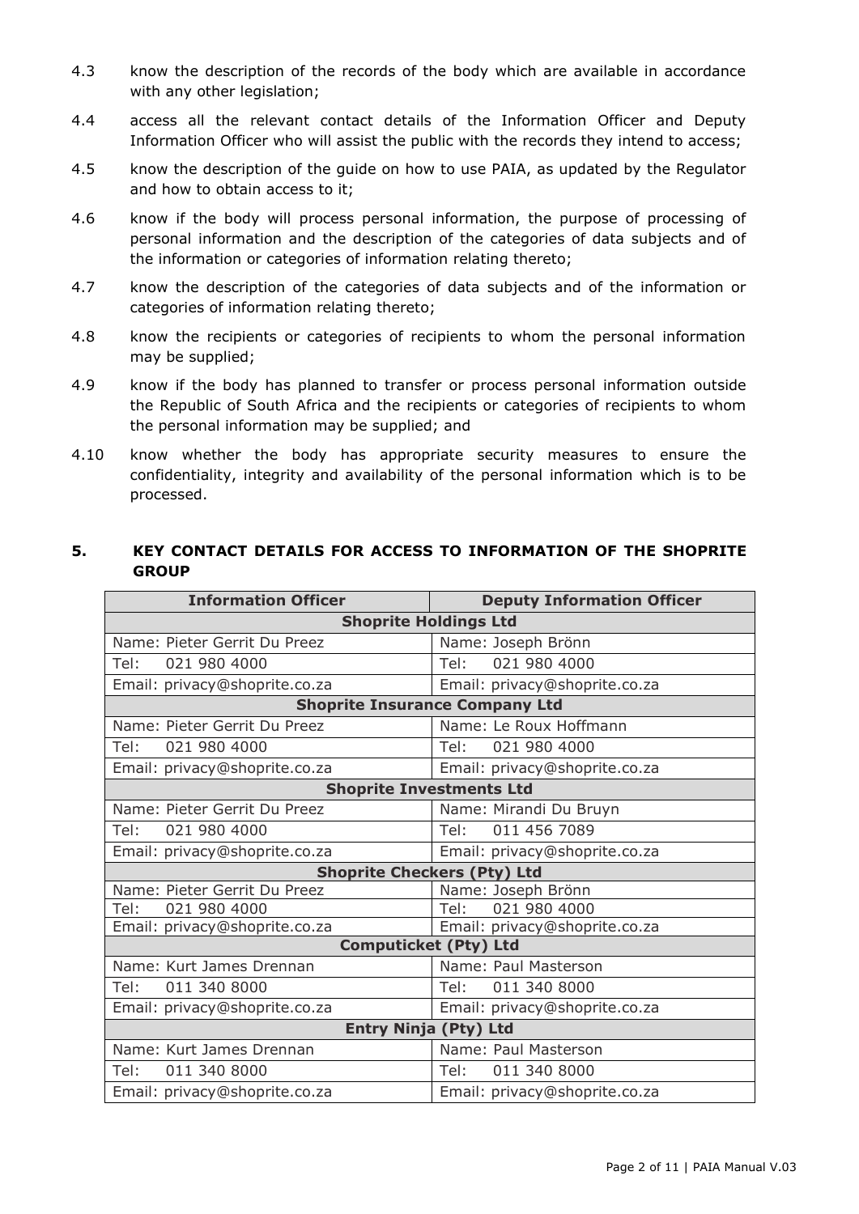4.3 know the description of the records of the body which are available in accordance with any other legislation;

4.4 access all the relevant contact details of the Information Officer and Deputy Information Officer who will assist the public with the records they intend to access;

4.5 know the description of the guide on how to use PAIA, as updated by the Regulator and how to obtain access to it;

4.6 know if the body will process personal information, the purpose of processing of personal information and the description of the categories of data subjects and of the information or categories of information relating thereto;

4.7 know the description of the categories of data subjects and of the information or categories of information relating thereto;

4.8 know the recipients or categories of recipients to whom the personal information may be supplied;

4.9 know if the body has planned to transfer or process personal information outside the Republic of South Africa and the recipients or categories of recipients to whom the personal information may be supplied; and

4.10 know whether the body has appropriate security measures to ensure the confidentiality, integrity and availability of the personal information which is to be processed.

## 5. KEY CONTACT DETAILS FOR ACCESS TO INFORMATION OF THE SHOPRITE GROUP

| Information Officer | Deputy Information Officer |
|---|---|
| **Shoprite Holdings Ltd** | |
| Name: Pieter Gerrit Du Preez | Name: Joseph Brönn |
| Tel: 021 980 4000 | Tel: 021 980 4000 |
| Email: privacy@shoprite.co.za | Email: privacy@shoprite.co.za |
| **Shoprite Insurance Company Ltd** | |
| Name: Pieter Gerrit Du Preez | Name: Le Roux Hoffmann |
| Tel: 021 980 4000 | Tel: 021 980 4000 |
| Email: privacy@shoprite.co.za | Email: privacy@shoprite.co.za |
| **Shoprite Investments Ltd** | |
| Name: Pieter Gerrit Du Preez | Name: Mirandi Du Bruyn |
| Tel: 021 980 4000 | Tel: 011 456 7089 |
| Email: privacy@shoprite.co.za | Email: privacy@shoprite.co.za |
| **Shoprite Checkers (Pty) Ltd** | |
| Name: Pieter Gerrit Du Preez | Name: Joseph Brönn |
| Tel: 021 980 4000 | Tel: 021 980 4000 |
| Email: privacy@shoprite.co.za | Email: privacy@shoprite.co.za |
| **Computicket (Pty) Ltd** | |
| Name: Kurt James Drennan | Name: Paul Masterson |
| Tel: 011 340 8000 | Tel: 011 340 8000 |
| Email: privacy@shoprite.co.za | Email: privacy@shoprite.co.za |
| **Entry Ninja (Pty) Ltd** | |
| Name: Kurt James Drennan | Name: Paul Masterson |
| Tel: 011 340 8000 | Tel: 011 340 8000 |
| Email: privacy@shoprite.co.za | Email: privacy@shoprite.co.za |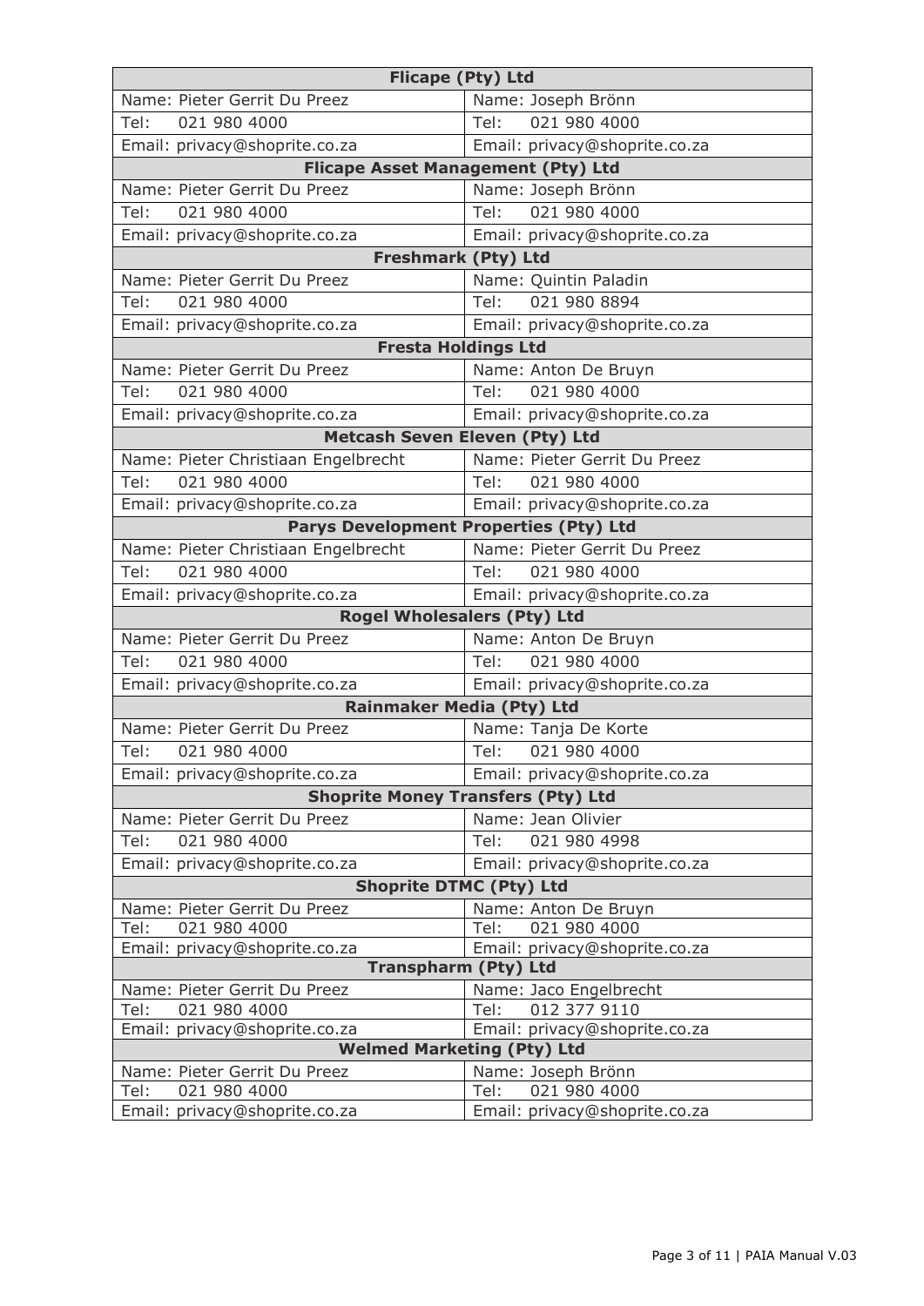| Flicape (Pty) Ltd | |
|---|---|
| Name: Pieter Gerrit Du Preez | Name: Joseph Brönn |
| Tel: 021 980 4000 | Tel: 021 980 4000 |
| Email: privacy@shoprite.co.za | Email: privacy@shoprite.co.za |
| **Flicape Asset Management (Pty) Ltd** | |
| Name: Pieter Gerrit Du Preez | Name: Joseph Brönn |
| Tel: 021 980 4000 | Tel: 021 980 4000 |
| Email: privacy@shoprite.co.za | Email: privacy@shoprite.co.za |
| **Freshmark (Pty) Ltd** | |
| Name: Pieter Gerrit Du Preez | Name: Quintin Paladin |
| Tel: 021 980 4000 | Tel: 021 980 8894 |
| Email: privacy@shoprite.co.za | Email: privacy@shoprite.co.za |
| **Fresta Holdings Ltd** | |
| Name: Pieter Gerrit Du Preez | Name: Anton De Bruyn |
| Tel: 021 980 4000 | Tel: 021 980 4000 |
| Email: privacy@shoprite.co.za | Email: privacy@shoprite.co.za |
| **Metcash Seven Eleven (Pty) Ltd** | |
| Name: Pieter Christiaan Engelbrecht | Name: Pieter Gerrit Du Preez |
| Tel: 021 980 4000 | Tel: 021 980 4000 |
| Email: privacy@shoprite.co.za | Email: privacy@shoprite.co.za |
| **Parys Development Properties (Pty) Ltd** | |
| Name: Pieter Christiaan Engelbrecht | Name: Pieter Gerrit Du Preez |
| Tel: 021 980 4000 | Tel: 021 980 4000 |
| Email: privacy@shoprite.co.za | Email: privacy@shoprite.co.za |
| **Rogel Wholesalers (Pty) Ltd** | |
| Name: Pieter Gerrit Du Preez | Name: Anton De Bruyn |
| Tel: 021 980 4000 | Tel: 021 980 4000 |
| Email: privacy@shoprite.co.za | Email: privacy@shoprite.co.za |
| **Rainmaker Media (Pty) Ltd** | |
| Name: Pieter Gerrit Du Preez | Name: Tanja De Korte |
| Tel: 021 980 4000 | Tel: 021 980 4000 |
| Email: privacy@shoprite.co.za | Email: privacy@shoprite.co.za |
| **Shoprite Money Transfers (Pty) Ltd** | |
| Name: Pieter Gerrit Du Preez | Name: Jean Olivier |
| Tel: 021 980 4000 | Tel: 021 980 4998 |
| Email: privacy@shoprite.co.za | Email: privacy@shoprite.co.za |
| **Shoprite DTMC (Pty) Ltd** | |
| Name: Pieter Gerrit Du Preez | Name: Anton De Bruyn |
| Tel: 021 980 4000 | Tel: 021 980 4000 |
| Email: privacy@shoprite.co.za | Email: privacy@shoprite.co.za |
| **Transpharm (Pty) Ltd** | |
| Name: Pieter Gerrit Du Preez | Name: Jaco Engelbrecht |
| Tel: 021 980 4000 | Tel: 012 377 9110 |
| Email: privacy@shoprite.co.za | Email: privacy@shoprite.co.za |
| **Welmed Marketing (Pty) Ltd** | |
| Name: Pieter Gerrit Du Preez | Name: Joseph Brönn |
| Tel: 021 980 4000 | Tel: 021 980 4000 |
| Email: privacy@shoprite.co.za | Email: privacy@shoprite.co.za |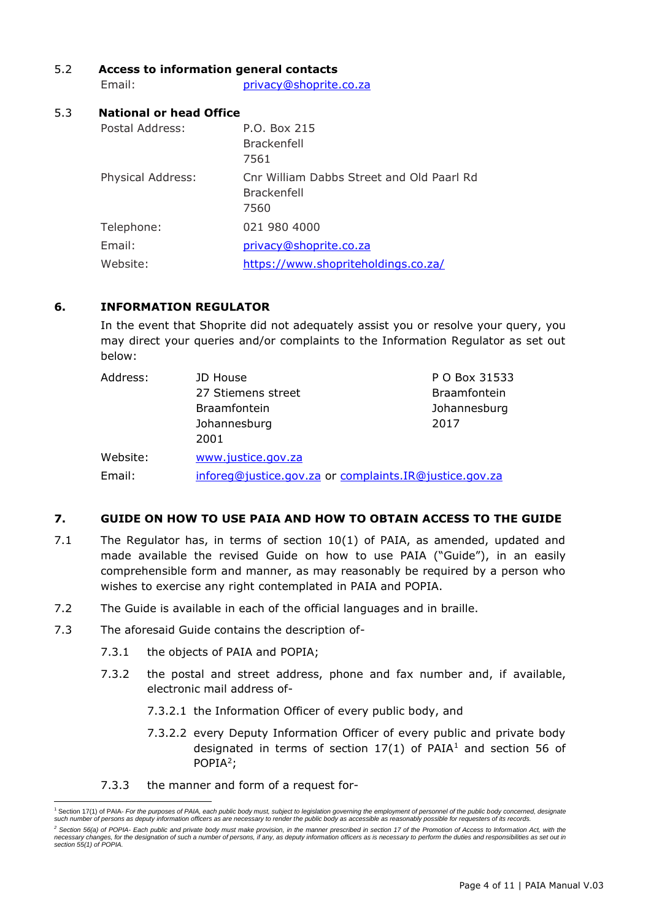### 5.2 Access to information general contacts

Email: privacy@shoprite.co.za

### 5.3 National or head Office

| | |
|---|---|
| Postal Address: | P.O. Box 215<br>Brackenfell<br>7561 |
| Physical Address: | Cnr William Dabbs Street and Old Paarl Rd<br>Brackenfell<br>7560 |
| Telephone: | 021 980 4000 |
| Email: | privacy@shoprite.co.za |
| Website: | https://www.shopriteholdings.co.za/ |

## 6. INFORMATION REGULATOR

In the event that Shoprite did not adequately assist you or resolve your query, you may direct your queries and/or complaints to the Information Regulator as set out below:

| | | |
|---|---|---|
| Address: | JD House<br>27 Stiemens street<br>Braamfontein<br>Johannesburg<br>2001 | P O Box 31533<br>Braamfontein<br>Johannesburg<br>2017 |
| Website: | www.justice.gov.za | |
| Email: | inforeg@justice.gov.za or complaints.IR@justice.gov.za | |

## 7. GUIDE ON HOW TO USE PAIA AND HOW TO OBTAIN ACCESS TO THE GUIDE

7.1 The Regulator has, in terms of section 10(1) of PAIA, as amended, updated and made available the revised Guide on how to use PAIA ("Guide"), in an easily comprehensible form and manner, as may reasonably be required by a person who wishes to exercise any right contemplated in PAIA and POPIA.

7.2 The Guide is available in each of the official languages and in braille.

7.3 The aforesaid Guide contains the description of-

- 7.3.1 the objects of PAIA and POPIA;
- 7.3.2 the postal and street address, phone and fax number and, if available, electronic mail address of-
  - 7.3.2.1 the Information Officer of every public body, and
  - 7.3.2.2 every Deputy Information Officer of every public and private body designated in terms of section 17(1) of PAIA[1] and section 56 of POPIA[2];
- 7.3.3 the manner and form of a request for-

---

[1] Section 17(1) of PAIA- *For the purposes of PAIA, each public body must, subject to legislation governing the employment of personnel of the public body concerned, designate such number of persons as deputy information officers as are necessary to render the public body as accessible as reasonably possible for requesters of its records.*

[2] *Section 56(a) of POPIA- Each public and private body must make provision, in the manner prescribed in section 17 of the Promotion of Access to Information Act, with the necessary changes, for the designation of such a number of persons, if any, as deputy information officers as is necessary to perform the duties and responsibilities as set out in section 55(1) of POPIA.*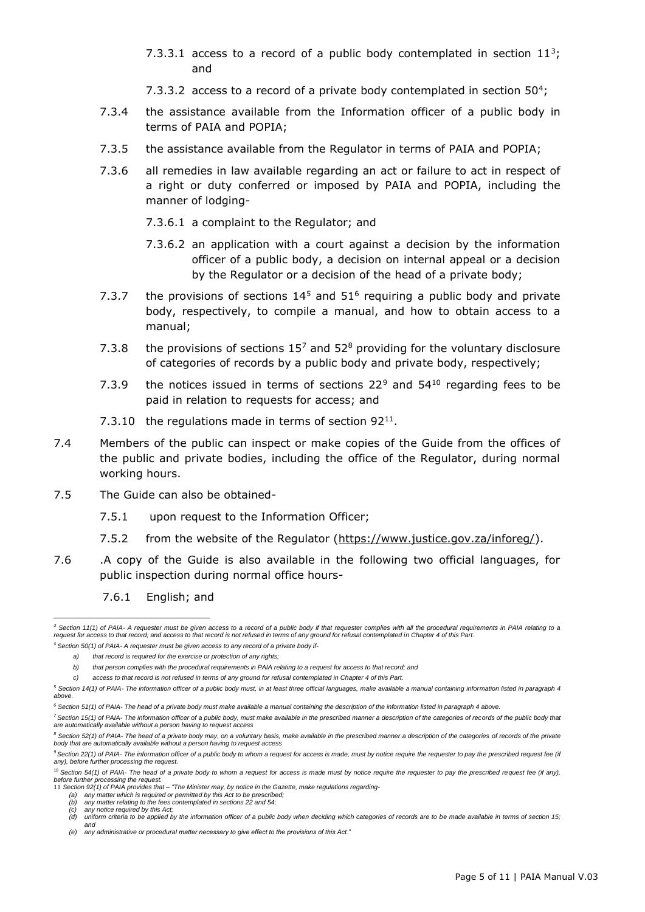7.3.3.1 access to a record of a public body contemplated in section 11[3]; and

7.3.3.2 access to a record of a private body contemplated in section 50[4];

7.3.4 the assistance available from the Information officer of a public body in terms of PAIA and POPIA;

7.3.5 the assistance available from the Regulator in terms of PAIA and POPIA;

7.3.6 all remedies in law available regarding an act or failure to act in respect of a right or duty conferred or imposed by PAIA and POPIA, including the manner of lodging-

7.3.6.1 a complaint to the Regulator; and

7.3.6.2 an application with a court against a decision by the information officer of a public body, a decision on internal appeal or a decision by the Regulator or a decision of the head of a private body;

7.3.7 the provisions of sections 14[5] and 51[6] requiring a public body and private body, respectively, to compile a manual, and how to obtain access to a manual;

7.3.8 the provisions of sections 15[7] and 52[8] providing for the voluntary disclosure of categories of records by a public body and private body, respectively;

7.3.9 the notices issued in terms of sections 22[9] and 54[10] regarding fees to be paid in relation to requests for access; and

7.3.10 the regulations made in terms of section 92[11].

7.4 Members of the public can inspect or make copies of the Guide from the offices of the public and private bodies, including the office of the Regulator, during normal working hours.

7.5 The Guide can also be obtained-

7.5.1 upon request to the Information Officer;

7.5.2 from the website of the Regulator (https://www.justice.gov.za/inforeg/).

7.6 .A copy of the Guide is also available in the following two official languages, for public inspection during normal office hours-

7.6.1 English; and

---

*[3] Section 11(1) of PAIA- A requester must be given access to a record of a public body if that requester complies with all the procedural requirements in PAIA relating to a request for access to that record; and access to that record is not refused in terms of any ground for refusal contemplated in Chapter 4 of this Part.*

*[4] Section 50(1) of PAIA- A requester must be given access to any record of a private body if-*

*a) that record is required for the exercise or protection of any rights;*

*b) that person complies with the procedural requirements in PAIA relating to a request for access to that record; and*

*c) access to that record is not refused in terms of any ground for refusal contemplated in Chapter 4 of this Part.*

*[5] Section 14(1) of PAIA- The information officer of a public body must, in at least three official languages, make available a manual containing information listed in paragraph 4 above.*

*[6] Section 51(1) of PAIA- The head of a private body must make available a manual containing the description of the information listed in paragraph 4 above.*

*[7] Section 15(1) of PAIA- The information officer of a public body, must make available in the prescribed manner a description of the categories of records of the public body that are automatically available without a person having to request access*

*[8] Section 52(1) of PAIA- The head of a private body may, on a voluntary basis, make available in the prescribed manner a description of the categories of records of the private body that are automatically available without a person having to request access*

*[9] Section 22(1) of PAIA- The information officer of a public body to whom a request for access is made, must by notice require the requester to pay the prescribed request fee (if any), before further processing the request.*

*[10] Section 54(1) of PAIA- The head of a private body to whom a request for access is made must by notice require the requester to pay the prescribed request fee (if any), before further processing the request.*

*[11] Section 92(1) of PAIA provides that – "The Minister may, by notice in the Gazette, make regulations regarding-*

*(a) any matter which is required or permitted by this Act to be prescribed;*
*(b) any matter relating to the fees contemplated in sections 22 and 54;*
*(c) any notice required by this Act;*
*(d) uniform criteria to be applied by the information officer of a public body when deciding which categories of records are to be made available in terms of section 15; and*
*(e) any administrative or procedural matter necessary to give effect to the provisions of this Act."*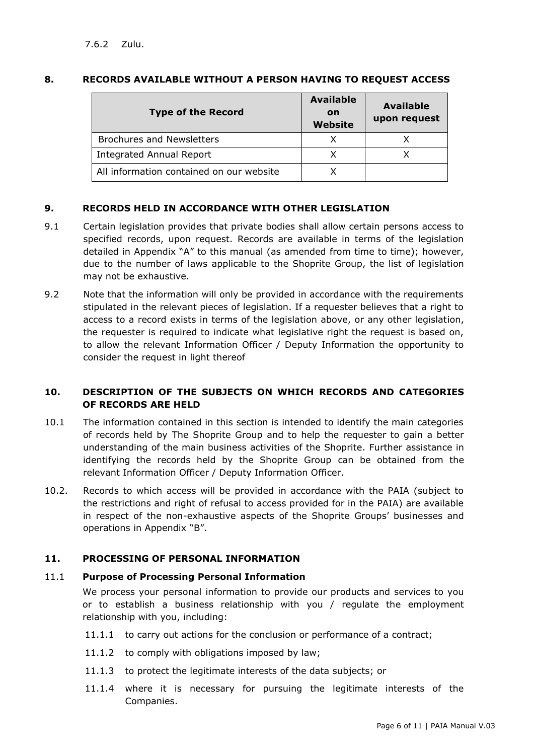7.6.2 Zulu.

## 8. RECORDS AVAILABLE WITHOUT A PERSON HAVING TO REQUEST ACCESS

| Type of the Record | Available on Website | Available upon request |
|---|---|---|
| Brochures and Newsletters | X | X |
| Integrated Annual Report | X | X |
| All information contained on our website | X | |

## 9. RECORDS HELD IN ACCORDANCE WITH OTHER LEGISLATION

9.1 Certain legislation provides that private bodies shall allow certain persons access to specified records, upon request. Records are available in terms of the legislation detailed in Appendix "A" to this manual (as amended from time to time); however, due to the number of laws applicable to the Shoprite Group, the list of legislation may not be exhaustive.

9.2 Note that the information will only be provided in accordance with the requirements stipulated in the relevant pieces of legislation. If a requester believes that a right to access to a record exists in terms of the legislation above, or any other legislation, the requester is required to indicate what legislative right the request is based on, to allow the relevant Information Officer / Deputy Information the opportunity to consider the request in light thereof

## 10. DESCRIPTION OF THE SUBJECTS ON WHICH RECORDS AND CATEGORIES OF RECORDS ARE HELD

10.1 The information contained in this section is intended to identify the main categories of records held by The Shoprite Group and to help the requester to gain a better understanding of the main business activities of the Shoprite. Further assistance in identifying the records held by the Shoprite Group can be obtained from the relevant Information Officer / Deputy Information Officer.

10.2. Records to which access will be provided in accordance with the PAIA (subject to the restrictions and right of refusal to access provided for in the PAIA) are available in respect of the non-exhaustive aspects of the Shoprite Groups' businesses and operations in Appendix "B".

## 11. PROCESSING OF PERSONAL INFORMATION

### 11.1 Purpose of Processing Personal Information

We process your personal information to provide our products and services to you or to establish a business relationship with you / regulate the employment relationship with you, including:

11.1.1 to carry out actions for the conclusion or performance of a contract;

11.1.2 to comply with obligations imposed by law;

11.1.3 to protect the legitimate interests of the data subjects; or

11.1.4 where it is necessary for pursuing the legitimate interests of the Companies.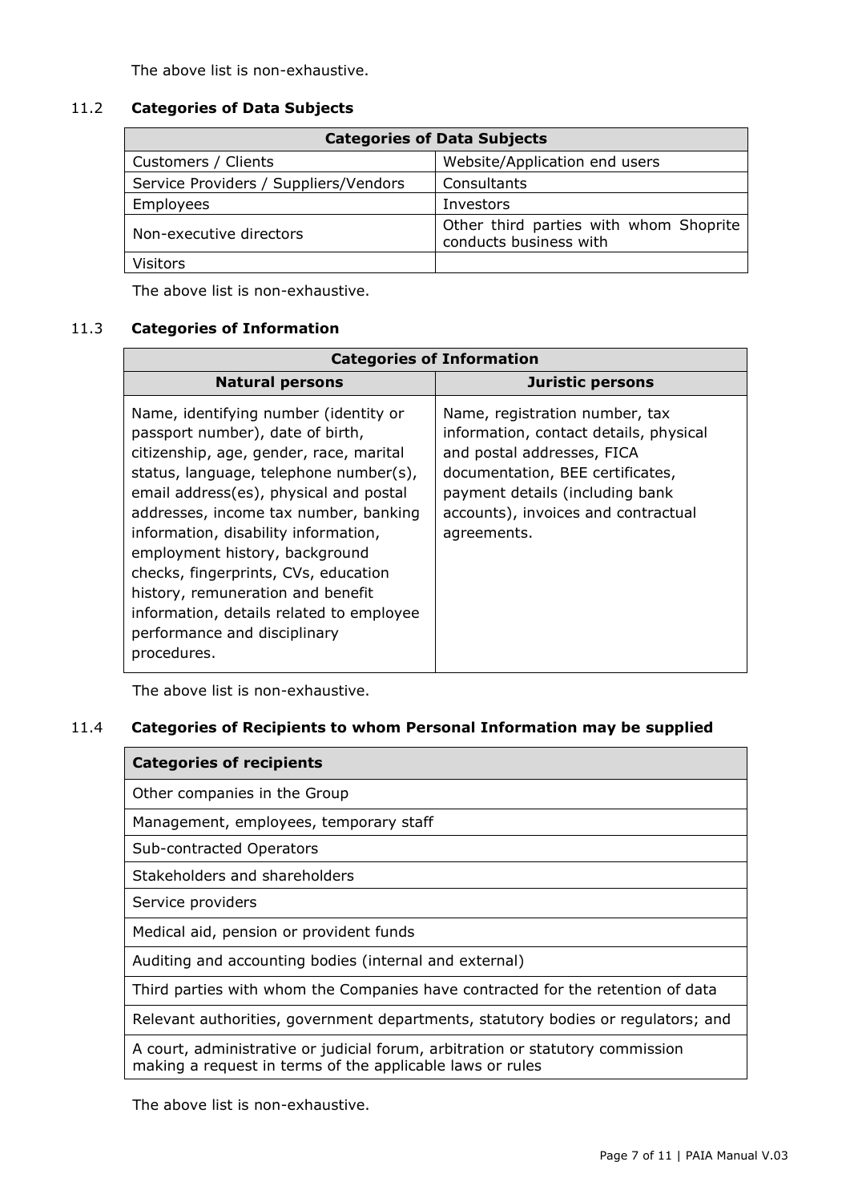The above list is non-exhaustive.

### 11.2 **Categories of Data Subjects**

| Categories of Data Subjects | |
|---|---|
| Customers / Clients | Website/Application end users |
| Service Providers / Suppliers/Vendors | Consultants |
| Employees | Investors |
| Non-executive directors | Other third parties with whom Shoprite conducts business with |
| Visitors | |

The above list is non-exhaustive.

### 11.3 **Categories of Information**

| Categories of Information | |
|---|---|
| **Natural persons** | **Juristic persons** |
| Name, identifying number (identity or passport number), date of birth, citizenship, age, gender, race, marital status, language, telephone number(s), email address(es), physical and postal addresses, income tax number, banking information, disability information, employment history, background checks, fingerprints, CVs, education history, remuneration and benefit information, details related to employee performance and disciplinary procedures. | Name, registration number, tax information, contact details, physical and postal addresses, FICA documentation, BEE certificates, payment details (including bank accounts), invoices and contractual agreements. |

The above list is non-exhaustive.

### 11.4 **Categories of Recipients to whom Personal Information may be supplied**

| **Categories of recipients** |
|---|
| Other companies in the Group |
| Management, employees, temporary staff |
| Sub-contracted Operators |
| Stakeholders and shareholders |
| Service providers |
| Medical aid, pension or provident funds |
| Auditing and accounting bodies (internal and external) |
| Third parties with whom the Companies have contracted for the retention of data |
| Relevant authorities, government departments, statutory bodies or regulators; and |
| A court, administrative or judicial forum, arbitration or statutory commission making a request in terms of the applicable laws or rules |

The above list is non-exhaustive.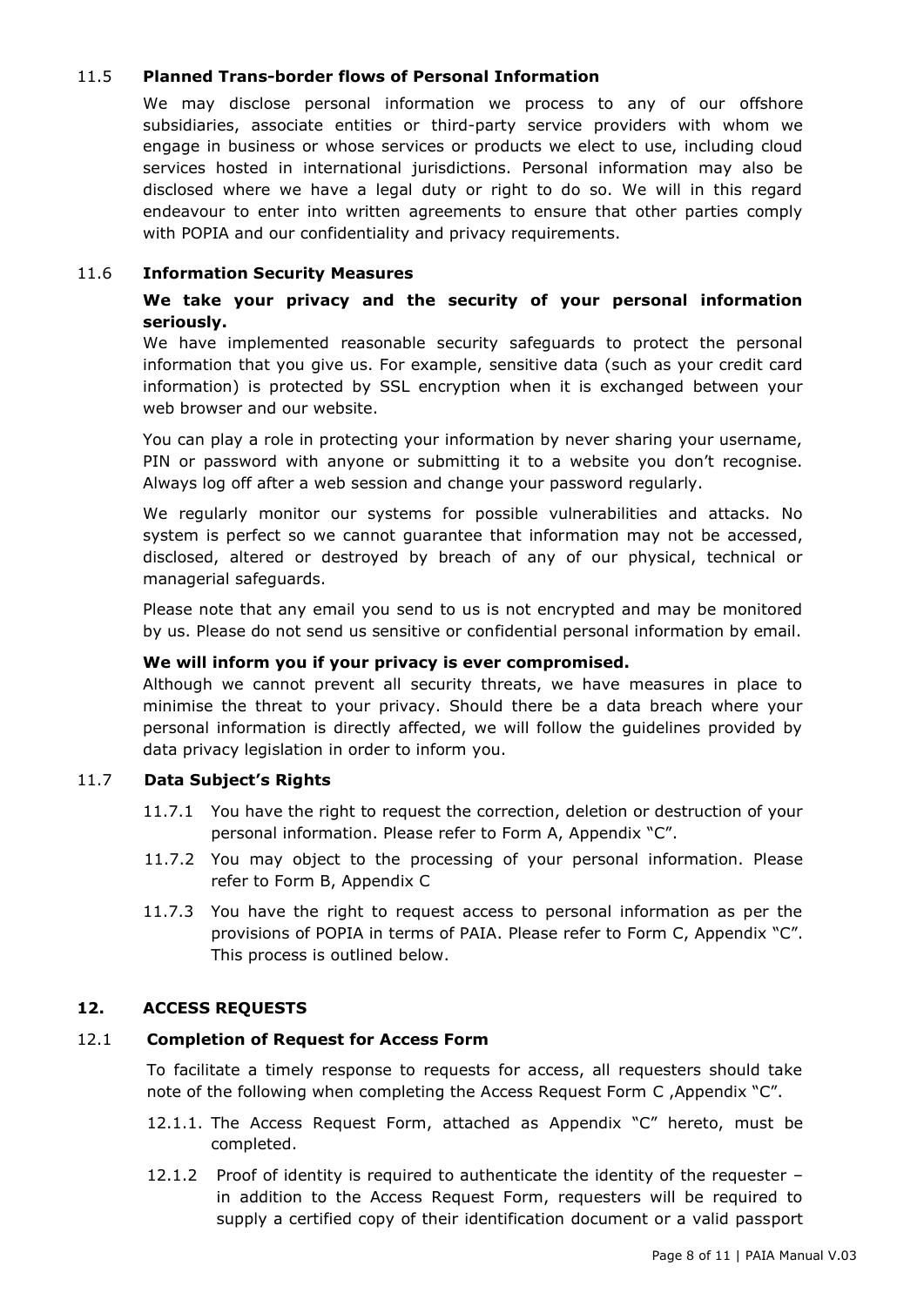### 11.5 Planned Trans-border flows of Personal Information

We may disclose personal information we process to any of our offshore subsidiaries, associate entities or third-party service providers with whom we engage in business or whose services or products we elect to use, including cloud services hosted in international jurisdictions. Personal information may also be disclosed where we have a legal duty or right to do so. We will in this regard endeavour to enter into written agreements to ensure that other parties comply with POPIA and our confidentiality and privacy requirements.

### 11.6 Information Security Measures

**We take your privacy and the security of your personal information seriously.**

We have implemented reasonable security safeguards to protect the personal information that you give us. For example, sensitive data (such as your credit card information) is protected by SSL encryption when it is exchanged between your web browser and our website.

You can play a role in protecting your information by never sharing your username, PIN or password with anyone or submitting it to a website you don't recognise. Always log off after a web session and change your password regularly.

We regularly monitor our systems for possible vulnerabilities and attacks. No system is perfect so we cannot guarantee that information may not be accessed, disclosed, altered or destroyed by breach of any of our physical, technical or managerial safeguards.

Please note that any email you send to us is not encrypted and may be monitored by us. Please do not send us sensitive or confidential personal information by email.

**We will inform you if your privacy is ever compromised.**

Although we cannot prevent all security threats, we have measures in place to minimise the threat to your privacy. Should there be a data breach where your personal information is directly affected, we will follow the guidelines provided by data privacy legislation in order to inform you.

### 11.7 Data Subject's Rights

11.7.1 You have the right to request the correction, deletion or destruction of your personal information. Please refer to Form A, Appendix "C".

11.7.2 You may object to the processing of your personal information. Please refer to Form B, Appendix C

11.7.3 You have the right to request access to personal information as per the provisions of POPIA in terms of PAIA. Please refer to Form C, Appendix "C". This process is outlined below.

## 12. ACCESS REQUESTS

### 12.1 Completion of Request for Access Form

To facilitate a timely response to requests for access, all requesters should take note of the following when completing the Access Request Form C ,Appendix "C".

12.1.1. The Access Request Form, attached as Appendix "C" hereto, must be completed.

12.1.2 Proof of identity is required to authenticate the identity of the requester – in addition to the Access Request Form, requesters will be required to supply a certified copy of their identification document or a valid passport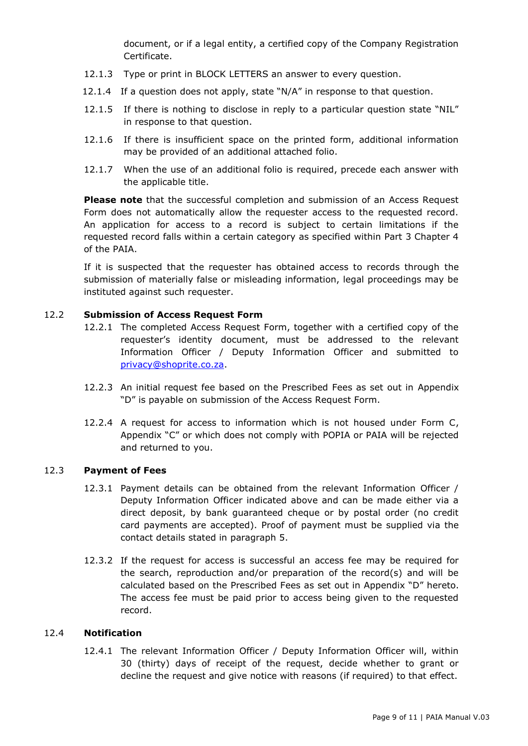document, or if a legal entity, a certified copy of the Company Registration Certificate.

12.1.3 Type or print in BLOCK LETTERS an answer to every question.

12.1.4 If a question does not apply, state "N/A" in response to that question.

12.1.5 If there is nothing to disclose in reply to a particular question state "NIL" in response to that question.

12.1.6 If there is insufficient space on the printed form, additional information may be provided of an additional attached folio.

12.1.7 When the use of an additional folio is required, precede each answer with the applicable title.

**Please note** that the successful completion and submission of an Access Request Form does not automatically allow the requester access to the requested record. An application for access to a record is subject to certain limitations if the requested record falls within a certain category as specified within Part 3 Chapter 4 of the PAIA.

If it is suspected that the requester has obtained access to records through the submission of materially false or misleading information, legal proceedings may be instituted against such requester.

12.2 **Submission of Access Request Form**

12.2.1 The completed Access Request Form, together with a certified copy of the requester's identity document, must be addressed to the relevant Information Officer / Deputy Information Officer and submitted to privacy@shoprite.co.za.

12.2.3 An initial request fee based on the Prescribed Fees as set out in Appendix "D" is payable on submission of the Access Request Form.

12.2.4 A request for access to information which is not housed under Form C, Appendix "C" or which does not comply with POPIA or PAIA will be rejected and returned to you.

12.3 **Payment of Fees**

12.3.1 Payment details can be obtained from the relevant Information Officer / Deputy Information Officer indicated above and can be made either via a direct deposit, by bank guaranteed cheque or by postal order (no credit card payments are accepted). Proof of payment must be supplied via the contact details stated in paragraph 5.

12.3.2 If the request for access is successful an access fee may be required for the search, reproduction and/or preparation of the record(s) and will be calculated based on the Prescribed Fees as set out in Appendix "D" hereto. The access fee must be paid prior to access being given to the requested record.

12.4 **Notification**

12.4.1 The relevant Information Officer / Deputy Information Officer will, within 30 (thirty) days of receipt of the request, decide whether to grant or decline the request and give notice with reasons (if required) to that effect.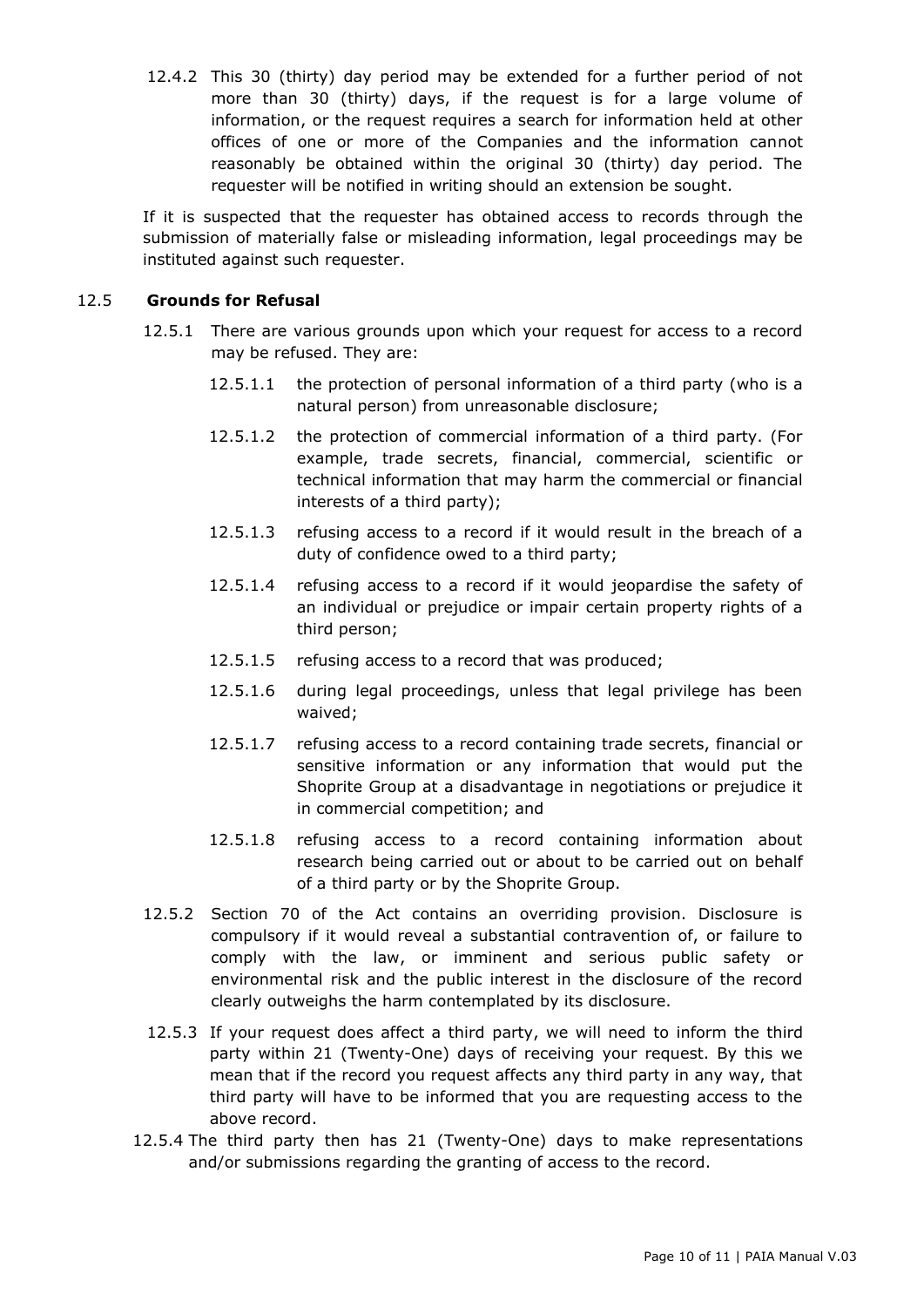12.4.2 This 30 (thirty) day period may be extended for a further period of not more than 30 (thirty) days, if the request is for a large volume of information, or the request requires a search for information held at other offices of one or more of the Companies and the information cannot reasonably be obtained within the original 30 (thirty) day period. The requester will be notified in writing should an extension be sought.

If it is suspected that the requester has obtained access to records through the submission of materially false or misleading information, legal proceedings may be instituted against such requester.

## 12.5 Grounds for Refusal

12.5.1 There are various grounds upon which your request for access to a record may be refused. They are:

12.5.1.1 the protection of personal information of a third party (who is a natural person) from unreasonable disclosure;

12.5.1.2 the protection of commercial information of a third party. (For example, trade secrets, financial, commercial, scientific or technical information that may harm the commercial or financial interests of a third party);

12.5.1.3 refusing access to a record if it would result in the breach of a duty of confidence owed to a third party;

12.5.1.4 refusing access to a record if it would jeopardise the safety of an individual or prejudice or impair certain property rights of a third person;

12.5.1.5 refusing access to a record that was produced;

12.5.1.6 during legal proceedings, unless that legal privilege has been waived;

12.5.1.7 refusing access to a record containing trade secrets, financial or sensitive information or any information that would put the Shoprite Group at a disadvantage in negotiations or prejudice it in commercial competition; and

12.5.1.8 refusing access to a record containing information about research being carried out or about to be carried out on behalf of a third party or by the Shoprite Group.

12.5.2 Section 70 of the Act contains an overriding provision. Disclosure is compulsory if it would reveal a substantial contravention of, or failure to comply with the law, or imminent and serious public safety or environmental risk and the public interest in the disclosure of the record clearly outweighs the harm contemplated by its disclosure.

12.5.3 If your request does affect a third party, we will need to inform the third party within 21 (Twenty-One) days of receiving your request. By this we mean that if the record you request affects any third party in any way, that third party will have to be informed that you are requesting access to the above record.

12.5.4 The third party then has 21 (Twenty-One) days to make representations and/or submissions regarding the granting of access to the record.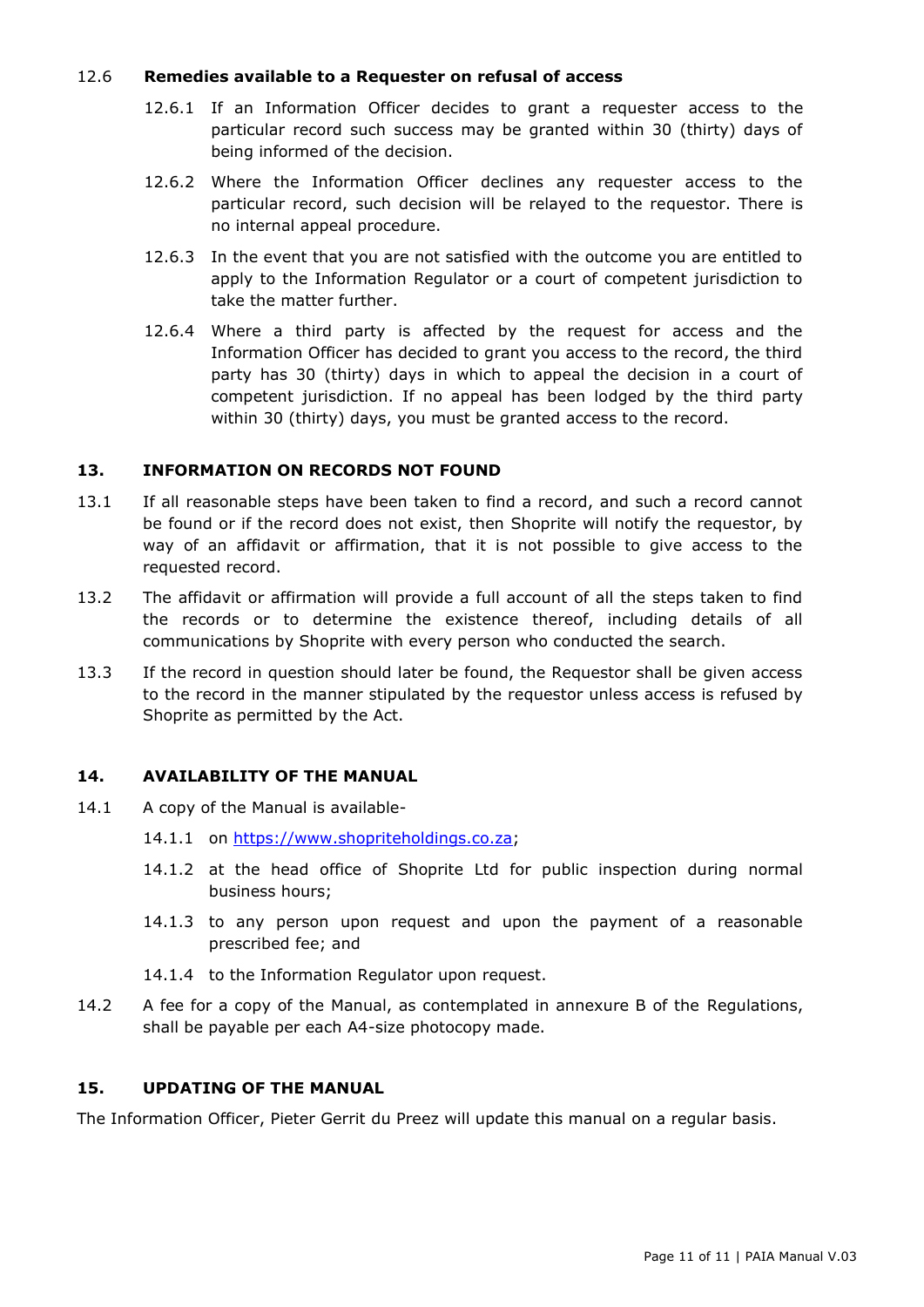### 12.6 Remedies available to a Requester on refusal of access

12.6.1 If an Information Officer decides to grant a requester access to the particular record such success may be granted within 30 (thirty) days of being informed of the decision.

12.6.2 Where the Information Officer declines any requester access to the particular record, such decision will be relayed to the requestor. There is no internal appeal procedure.

12.6.3 In the event that you are not satisfied with the outcome you are entitled to apply to the Information Regulator or a court of competent jurisdiction to take the matter further.

12.6.4 Where a third party is affected by the request for access and the Information Officer has decided to grant you access to the record, the third party has 30 (thirty) days in which to appeal the decision in a court of competent jurisdiction. If no appeal has been lodged by the third party within 30 (thirty) days, you must be granted access to the record.

## 13. INFORMATION ON RECORDS NOT FOUND

13.1 If all reasonable steps have been taken to find a record, and such a record cannot be found or if the record does not exist, then Shoprite will notify the requestor, by way of an affidavit or affirmation, that it is not possible to give access to the requested record.

13.2 The affidavit or affirmation will provide a full account of all the steps taken to find the records or to determine the existence thereof, including details of all communications by Shoprite with every person who conducted the search.

13.3 If the record in question should later be found, the Requestor shall be given access to the record in the manner stipulated by the requestor unless access is refused by Shoprite as permitted by the Act.

## 14. AVAILABILITY OF THE MANUAL

14.1 A copy of the Manual is available-

14.1.1 on https://www.shopriteholdings.co.za;

14.1.2 at the head office of Shoprite Ltd for public inspection during normal business hours;

14.1.3 to any person upon request and upon the payment of a reasonable prescribed fee; and

14.1.4 to the Information Regulator upon request.

14.2 A fee for a copy of the Manual, as contemplated in annexure B of the Regulations, shall be payable per each A4-size photocopy made.

## 15. UPDATING OF THE MANUAL

The Information Officer, Pieter Gerrit du Preez will update this manual on a regular basis.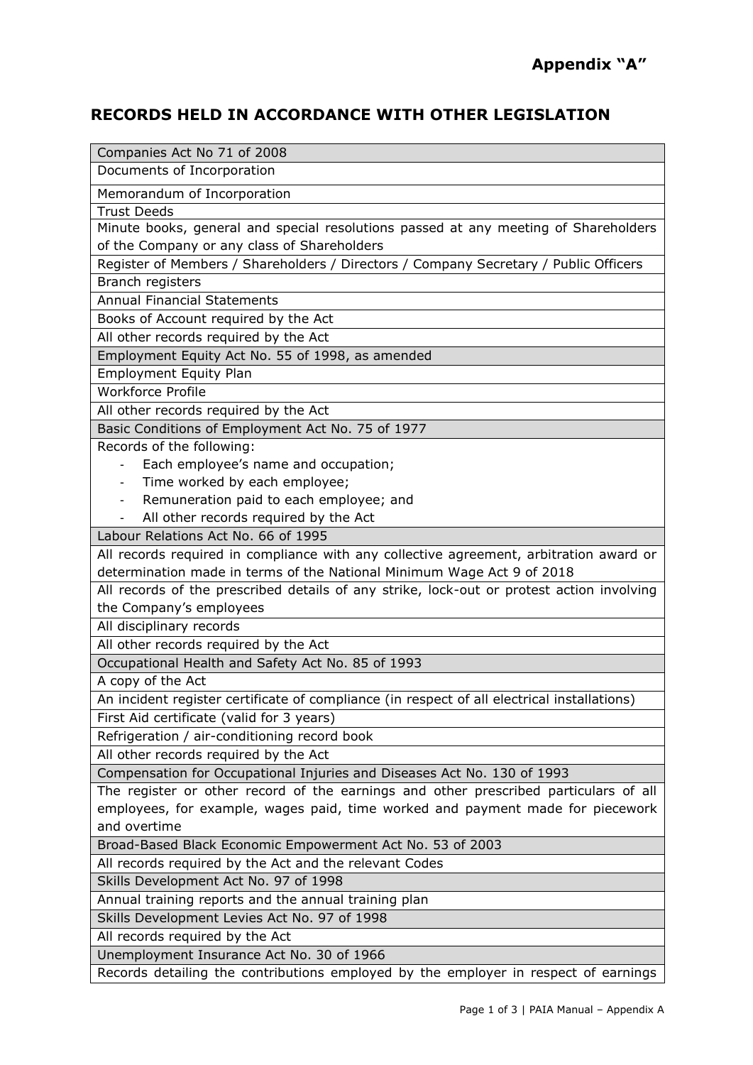**Appendix "A"**

## RECORDS HELD IN ACCORDANCE WITH OTHER LEGISLATION

| Companies Act No 71 of 2008 |
|---|
| Documents of Incorporation |
| Memorandum of Incorporation |
| Trust Deeds |
| Minute books, general and special resolutions passed at any meeting of Shareholders of the Company or any class of Shareholders |
| Register of Members / Shareholders / Directors / Company Secretary / Public Officers |
| Branch registers |
| Annual Financial Statements |
| Books of Account required by the Act |
| All other records required by the Act |
| **Employment Equity Act No. 55 of 1998, as amended** |
| Employment Equity Plan |
| Workforce Profile |
| All other records required by the Act |
| **Basic Conditions of Employment Act No. 75 of 1977** |
| Records of the following:<br>- Each employee's name and occupation;<br>- Time worked by each employee;<br>- Remuneration paid to each employee; and<br>- All other records required by the Act |
| **Labour Relations Act No. 66 of 1995** |
| All records required in compliance with any collective agreement, arbitration award or determination made in terms of the National Minimum Wage Act 9 of 2018 |
| All records of the prescribed details of any strike, lock-out or protest action involving the Company's employees |
| All disciplinary records |
| All other records required by the Act |
| **Occupational Health and Safety Act No. 85 of 1993** |
| A copy of the Act |
| An incident register certificate of compliance (in respect of all electrical installations) |
| First Aid certificate (valid for 3 years) |
| Refrigeration / air-conditioning record book |
| All other records required by the Act |
| **Compensation for Occupational Injuries and Diseases Act No. 130 of 1993** |
| The register or other record of the earnings and other prescribed particulars of all employees, for example, wages paid, time worked and payment made for piecework and overtime |
| **Broad-Based Black Economic Empowerment Act No. 53 of 2003** |
| All records required by the Act and the relevant Codes |
| **Skills Development Act No. 97 of 1998** |
| Annual training reports and the annual training plan |
| **Skills Development Levies Act No. 97 of 1998** |
| All records required by the Act |
| **Unemployment Insurance Act No. 30 of 1966** |
| Records detailing the contributions employed by the employer in respect of earnings |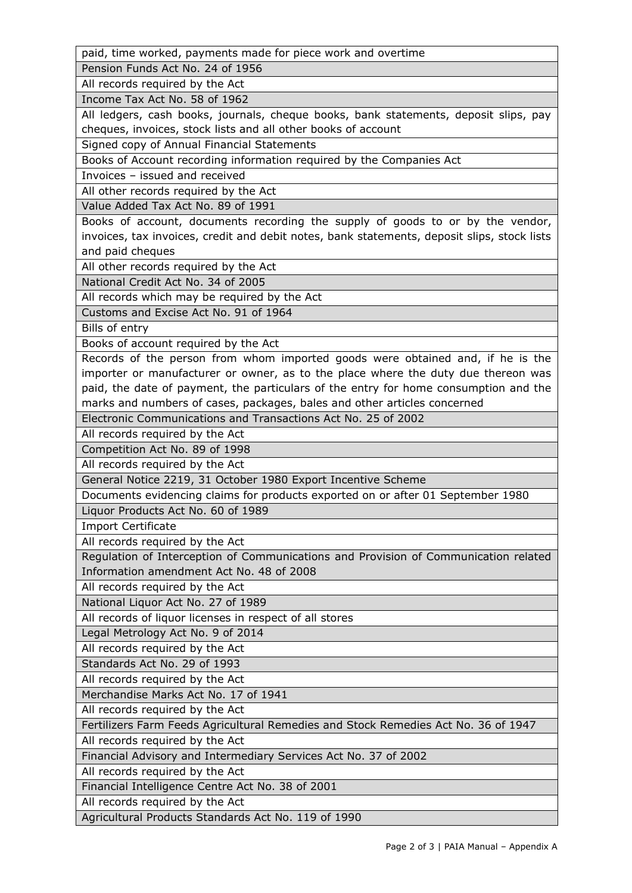| paid, time worked, payments made for piece work and overtime |
|---|
| Pension Funds Act No. 24 of 1956 |
| All records required by the Act |
| Income Tax Act No. 58 of 1962 |
| All ledgers, cash books, journals, cheque books, bank statements, deposit slips, pay cheques, invoices, stock lists and all other books of account |
| Signed copy of Annual Financial Statements |
| Books of Account recording information required by the Companies Act |
| Invoices – issued and received |
| All other records required by the Act |
| Value Added Tax Act No. 89 of 1991 |
| Books of account, documents recording the supply of goods to or by the vendor, invoices, tax invoices, credit and debit notes, bank statements, deposit slips, stock lists and paid cheques |
| All other records required by the Act |
| National Credit Act No. 34 of 2005 |
| All records which may be required by the Act |
| Customs and Excise Act No. 91 of 1964 |
| Bills of entry |
| Books of account required by the Act |
| Records of the person from whom imported goods were obtained and, if he is the importer or manufacturer or owner, as to the place where the duty due thereon was paid, the date of payment, the particulars of the entry for home consumption and the marks and numbers of cases, packages, bales and other articles concerned |
| Electronic Communications and Transactions Act No. 25 of 2002 |
| All records required by the Act |
| Competition Act No. 89 of 1998 |
| All records required by the Act |
| General Notice 2219, 31 October 1980 Export Incentive Scheme |
| Documents evidencing claims for products exported on or after 01 September 1980 |
| Liquor Products Act No. 60 of 1989 |
| Import Certificate |
| All records required by the Act |
| Regulation of Interception of Communications and Provision of Communication related Information amendment Act No. 48 of 2008 |
| All records required by the Act |
| National Liquor Act No. 27 of 1989 |
| All records of liquor licenses in respect of all stores |
| Legal Metrology Act No. 9 of 2014 |
| All records required by the Act |
| Standards Act No. 29 of 1993 |
| All records required by the Act |
| Merchandise Marks Act No. 17 of 1941 |
| All records required by the Act |
| Fertilizers Farm Feeds Agricultural Remedies and Stock Remedies Act No. 36 of 1947 |
| All records required by the Act |
| Financial Advisory and Intermediary Services Act No. 37 of 2002 |
| All records required by the Act |
| Financial Intelligence Centre Act No. 38 of 2001 |
| All records required by the Act |
| Agricultural Products Standards Act No. 119 of 1990 |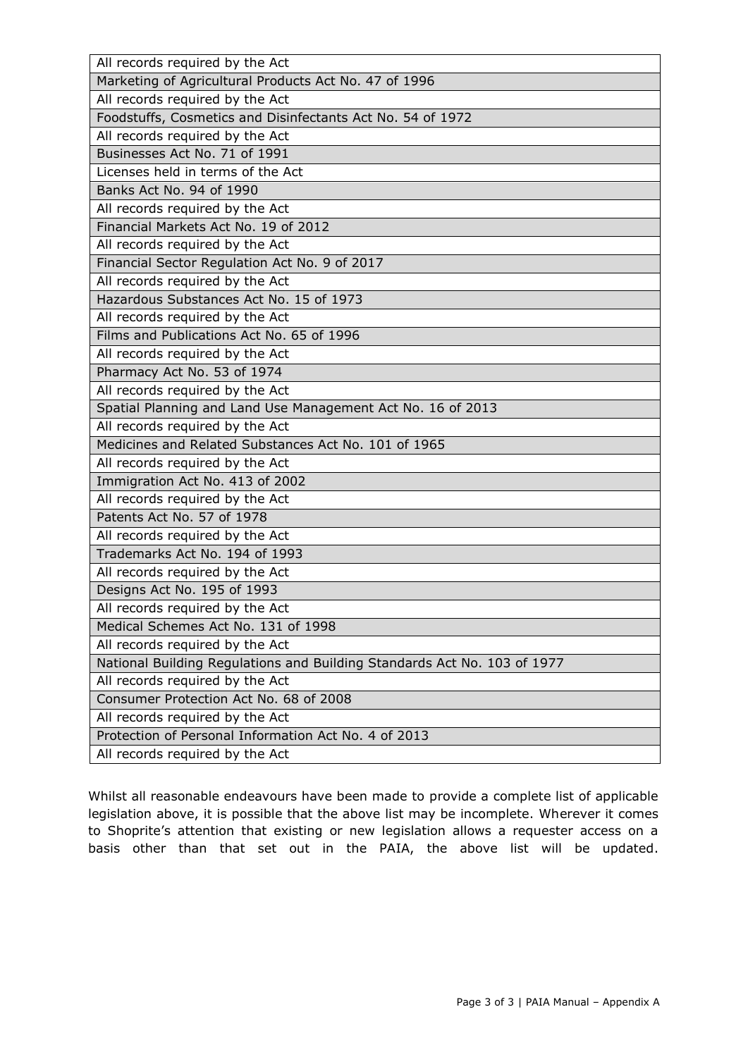| All records required by the Act |
| --- |
| Marketing of Agricultural Products Act No. 47 of 1996 |
| All records required by the Act |
| Foodstuffs, Cosmetics and Disinfectants Act No. 54 of 1972 |
| All records required by the Act |
| Businesses Act No. 71 of 1991 |
| Licenses held in terms of the Act |
| Banks Act No. 94 of 1990 |
| All records required by the Act |
| Financial Markets Act No. 19 of 2012 |
| All records required by the Act |
| Financial Sector Regulation Act No. 9 of 2017 |
| All records required by the Act |
| Hazardous Substances Act No. 15 of 1973 |
| All records required by the Act |
| Films and Publications Act No. 65 of 1996 |
| All records required by the Act |
| Pharmacy Act No. 53 of 1974 |
| All records required by the Act |
| Spatial Planning and Land Use Management Act No. 16 of 2013 |
| All records required by the Act |
| Medicines and Related Substances Act No. 101 of 1965 |
| All records required by the Act |
| Immigration Act No. 413 of 2002 |
| All records required by the Act |
| Patents Act No. 57 of 1978 |
| All records required by the Act |
| Trademarks Act No. 194 of 1993 |
| All records required by the Act |
| Designs Act No. 195 of 1993 |
| All records required by the Act |
| Medical Schemes Act No. 131 of 1998 |
| All records required by the Act |
| National Building Regulations and Building Standards Act No. 103 of 1977 |
| All records required by the Act |
| Consumer Protection Act No. 68 of 2008 |
| All records required by the Act |
| Protection of Personal Information Act No. 4 of 2013 |
| All records required by the Act |

Whilst all reasonable endeavours have been made to provide a complete list of applicable legislation above, it is possible that the above list may be incomplete. Wherever it comes to Shoprite's attention that existing or new legislation allows a requester access on a basis other than that set out in the PAIA, the above list will be updated.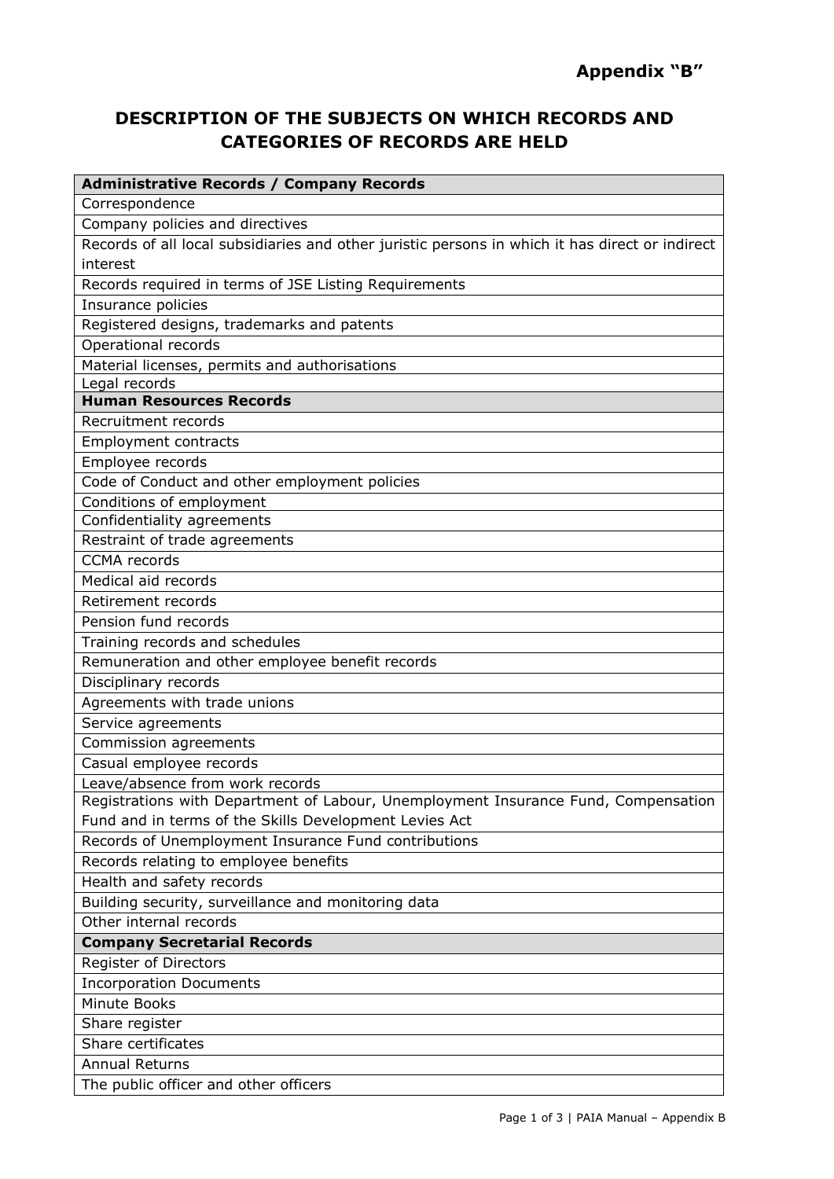**Appendix "B"**

## DESCRIPTION OF THE SUBJECTS ON WHICH RECORDS AND CATEGORIES OF RECORDS ARE HELD

| **Administrative Records / Company Records** |
|---|
| Correspondence |
| Company policies and directives |
| Records of all local subsidiaries and other juristic persons in which it has direct or indirect interest |
| Records required in terms of JSE Listing Requirements |
| Insurance policies |
| Registered designs, trademarks and patents |
| Operational records |
| Material licenses, permits and authorisations |
| Legal records |
| **Human Resources Records** |
| Recruitment records |
| Employment contracts |
| Employee records |
| Code of Conduct and other employment policies |
| Conditions of employment |
| Confidentiality agreements |
| Restraint of trade agreements |
| CCMA records |
| Medical aid records |
| Retirement records |
| Pension fund records |
| Training records and schedules |
| Remuneration and other employee benefit records |
| Disciplinary records |
| Agreements with trade unions |
| Service agreements |
| Commission agreements |
| Casual employee records |
| Leave/absence from work records |
| Registrations with Department of Labour, Unemployment Insurance Fund, Compensation Fund and in terms of the Skills Development Levies Act |
| Records of Unemployment Insurance Fund contributions |
| Records relating to employee benefits |
| Health and safety records |
| Building security, surveillance and monitoring data |
| Other internal records |
| **Company Secretarial Records** |
| Register of Directors |
| Incorporation Documents |
| Minute Books |
| Share register |
| Share certificates |
| Annual Returns |
| The public officer and other officers |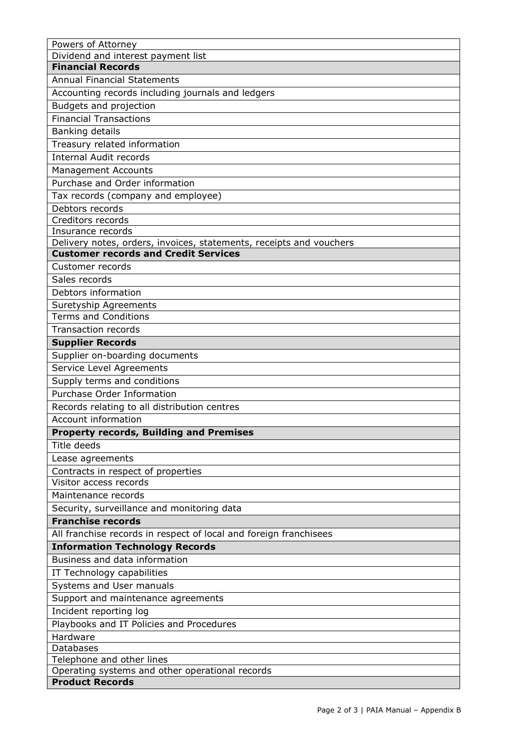| Powers of Attorney |
| --- |
| Dividend and interest payment list |
| **Financial Records** |
| Annual Financial Statements |
| Accounting records including journals and ledgers |
| Budgets and projection |
| Financial Transactions |
| Banking details |
| Treasury related information |
| Internal Audit records |
| Management Accounts |
| Purchase and Order information |
| Tax records (company and employee) |
| Debtors records |
| Creditors records |
| Insurance records |
| Delivery notes, orders, invoices, statements, receipts and vouchers |
| **Customer records and Credit Services** |
| Customer records |
| Sales records |
| Debtors information |
| Suretyship Agreements |
| Terms and Conditions |
| Transaction records |
| **Supplier Records** |
| Supplier on-boarding documents |
| Service Level Agreements |
| Supply terms and conditions |
| Purchase Order Information |
| Records relating to all distribution centres |
| Account information |
| **Property records, Building and Premises** |
| Title deeds |
| Lease agreements |
| Contracts in respect of properties |
| Visitor access records |
| Maintenance records |
| Security, surveillance and monitoring data |
| **Franchise records** |
| All franchise records in respect of local and foreign franchisees |
| **Information Technology Records** |
| Business and data information |
| IT Technology capabilities |
| Systems and User manuals |
| Support and maintenance agreements |
| Incident reporting log |
| Playbooks and IT Policies and Procedures |
| Hardware |
| Databases |
| Telephone and other lines |
| Operating systems and other operational records |
| **Product Records** |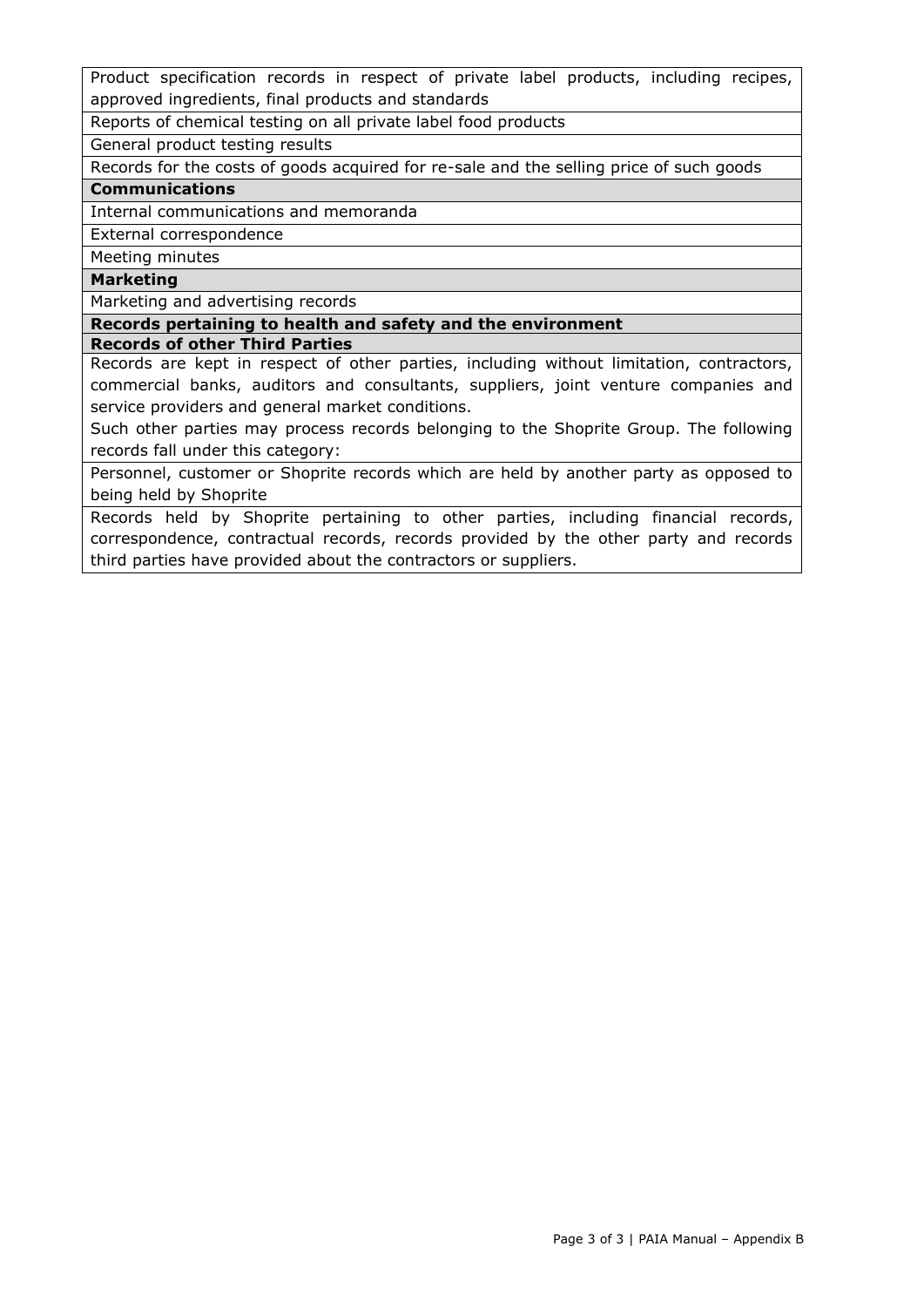| Product specification records in respect of private label products, including recipes, approved ingredients, final products and standards |
|---|
| Reports of chemical testing on all private label food products |
| General product testing results |
| Records for the costs of goods acquired for re-sale and the selling price of such goods |
| **Communications** |
| Internal communications and memoranda |
| External correspondence |
| Meeting minutes |
| **Marketing** |
| Marketing and advertising records |
| **Records pertaining to health and safety and the environment** |
| **Records of other Third Parties** |
| Records are kept in respect of other parties, including without limitation, contractors, commercial banks, auditors and consultants, suppliers, joint venture companies and service providers and general market conditions.<br>Such other parties may process records belonging to the Shoprite Group. The following records fall under this category: |
| Personnel, customer or Shoprite records which are held by another party as opposed to being held by Shoprite |
| Records held by Shoprite pertaining to other parties, including financial records, correspondence, contractual records, records provided by the other party and records third parties have provided about the contractors or suppliers. |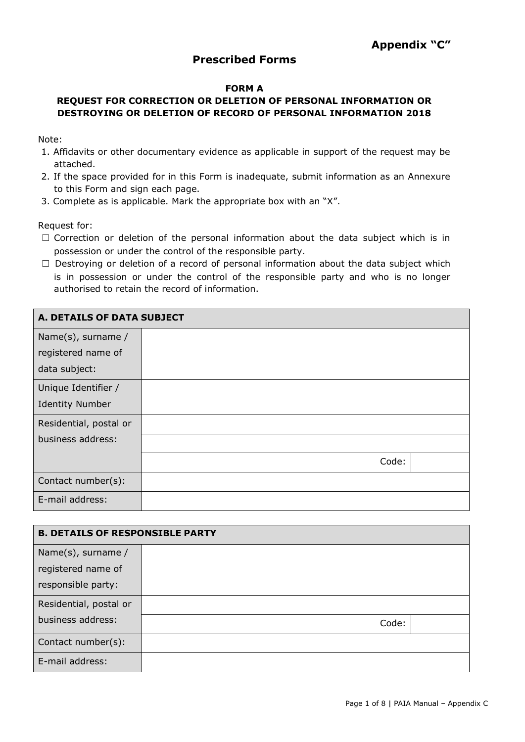## Appendix "C"

## Prescribed Forms

**FORM A**

**REQUEST FOR CORRECTION OR DELETION OF PERSONAL INFORMATION OR DESTROYING OR DELETION OF RECORD OF PERSONAL INFORMATION 2018**

Note:

1. Affidavits or other documentary evidence as applicable in support of the request may be attached.
2. If the space provided for in this Form is inadequate, submit information as an Annexure to this Form and sign each page.
3. Complete as is applicable. Mark the appropriate box with an "X".

Request for:

- ☐ Correction or deletion of the personal information about the data subject which is in possession or under the control of the responsible party.
- ☐ Destroying or deletion of a record of personal information about the data subject which is in possession or under the control of the responsible party and who is no longer authorised to retain the record of information.

| **A. DETAILS OF DATA SUBJECT** | | | |
|---|---|---|---|
| Name(s), surname / registered name of data subject: | | | |
| Unique Identifier / Identity Number | | | |
| Residential, postal or business address: | | | |
| | | | |
| | | Code: | |
| Contact number(s): | | | |
| E-mail address: | | | |

| **B. DETAILS OF RESPONSIBLE PARTY** | | | |
|---|---|---|---|
| Name(s), surname / registered name of responsible party: | | | |
| Residential, postal or business address: | | | |
| | | Code: | |
| Contact number(s): | | | |
| E-mail address: | | | |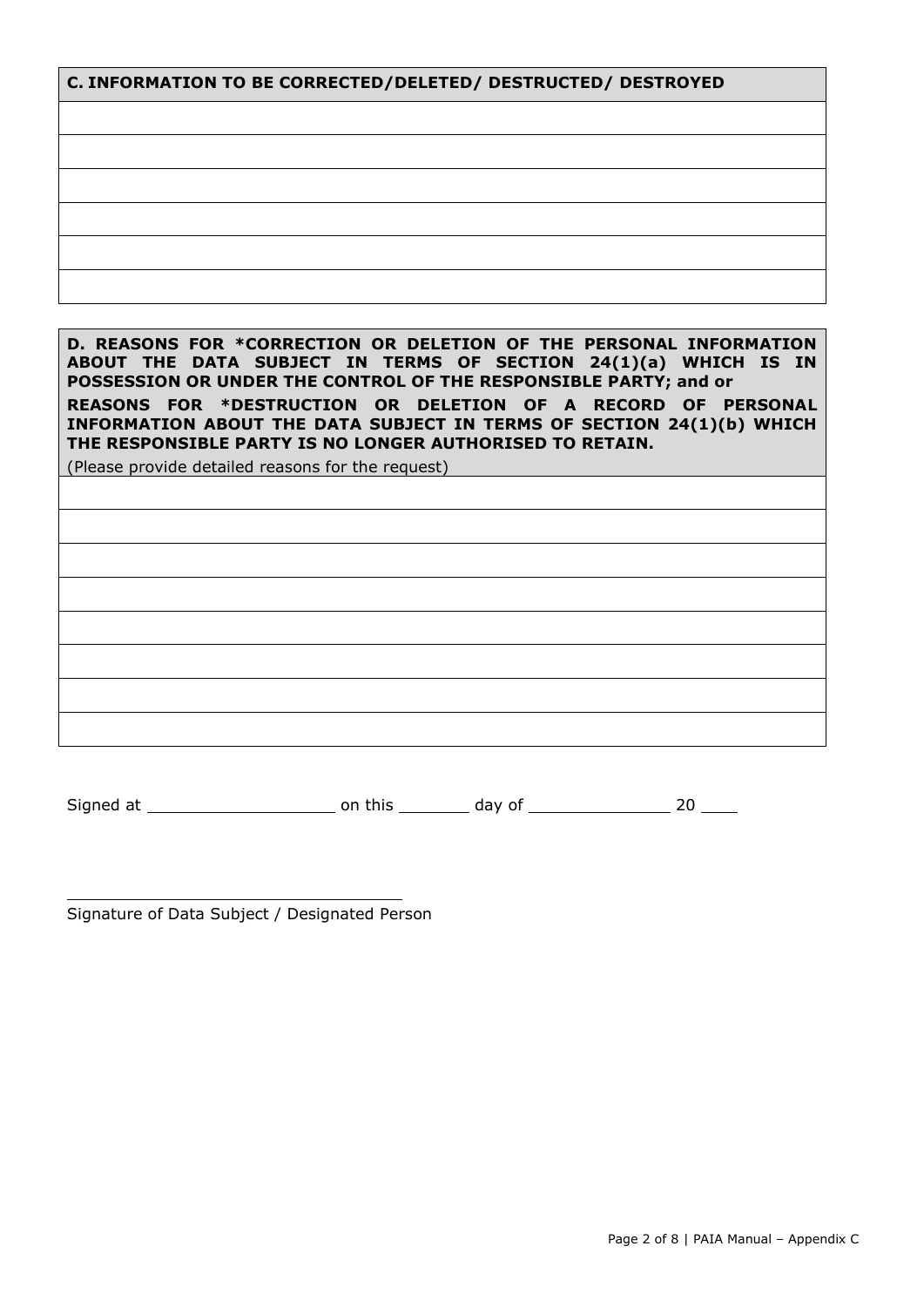| C. INFORMATION TO BE CORRECTED/DELETED/ DESTRUCTED/ DESTROYED |
| --- |
| |
| |
| |
| |
| |
| |

| D. REASONS FOR *CORRECTION OR DELETION OF THE PERSONAL INFORMATION ABOUT THE DATA SUBJECT IN TERMS OF SECTION 24(1)(a) WHICH IS IN POSSESSION OR UNDER THE CONTROL OF THE RESPONSIBLE PARTY; and or REASONS FOR *DESTRUCTION OR DELETION OF A RECORD OF PERSONAL INFORMATION ABOUT THE DATA SUBJECT IN TERMS OF SECTION 24(1)(b) WHICH THE RESPONSIBLE PARTY IS NO LONGER AUTHORISED TO RETAIN. (Please provide detailed reasons for the request) |
| --- |
| |
| |
| |
| |
| |
| |
| |
| |

Signed at ____________________ on this ________ day of ________________ 20 ____

_________________________________________

Signature of Data Subject / Designated Person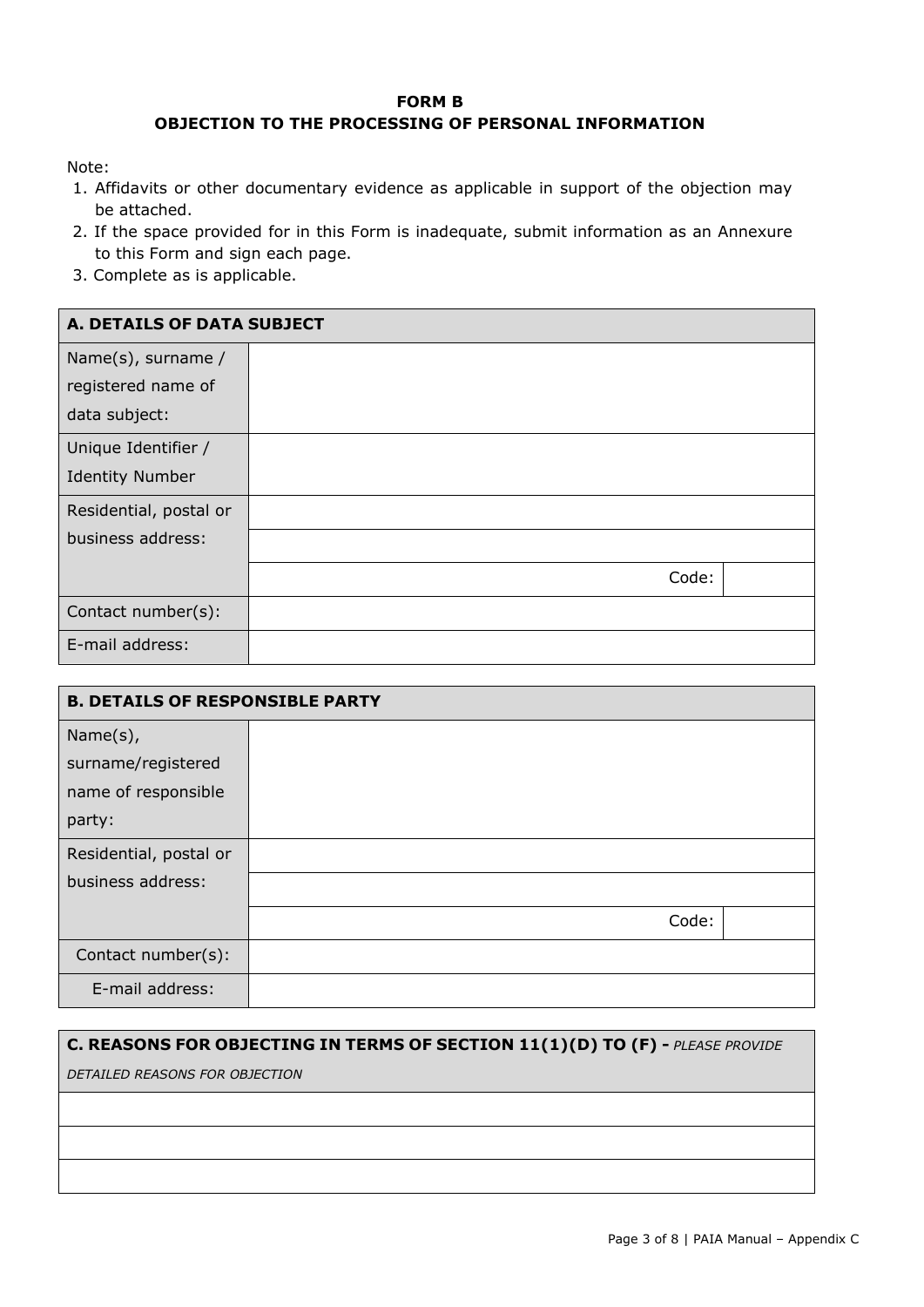**FORM B**

**OBJECTION TO THE PROCESSING OF PERSONAL INFORMATION**

Note:

1. Affidavits or other documentary evidence as applicable in support of the objection may be attached.
2. If the space provided for in this Form is inadequate, submit information as an Annexure to this Form and sign each page.
3. Complete as is applicable.

| **A. DETAILS OF DATA SUBJECT** | | |
|---|---|---|
| Name(s), surname / registered name of data subject: | | |
| Unique Identifier / Identity Number | | |
| Residential, postal or business address: | | |
| | | |
| | Code: | |
| Contact number(s): | | |
| E-mail address: | | |

| **B. DETAILS OF RESPONSIBLE PARTY** | | |
|---|---|---|
| Name(s), surname/registered name of responsible party: | | |
| Residential, postal or business address: | | |
| | | |
| | Code: | |
| Contact number(s): | | |
| E-mail address: | | |

| **C. REASONS FOR OBJECTING IN TERMS OF SECTION 11(1)(D) TO (F) -** *PLEASE PROVIDE DETAILED REASONS FOR OBJECTION* |
|---|
| |
| |
| |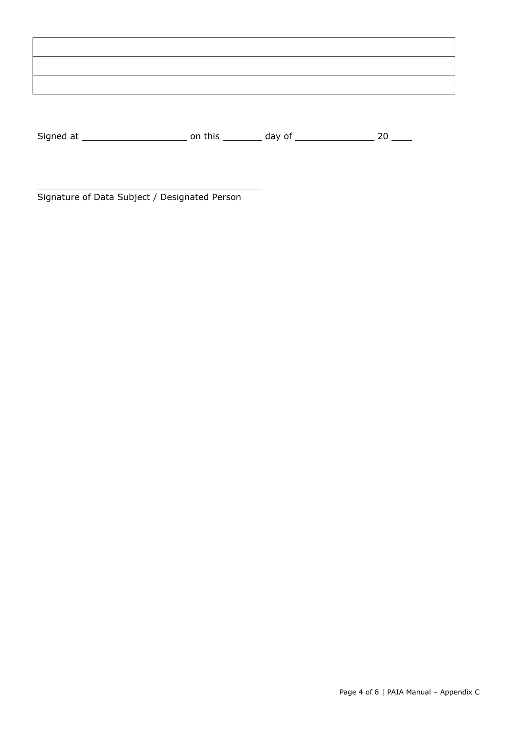| |
|---|
| |
| |

Signed at ____________________ on this ________ day of _______________ 20 ____

_____________________________________________
Signature of Data Subject / Designated Person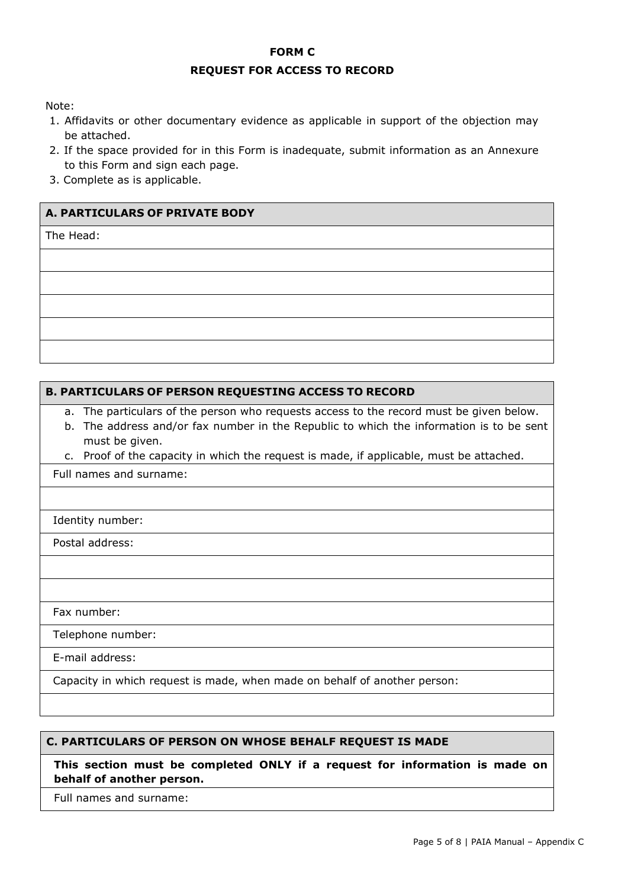# FORM C

## REQUEST FOR ACCESS TO RECORD

Note:

1. Affidavits or other documentary evidence as applicable in support of the objection may be attached.
2. If the space provided for in this Form is inadequate, submit information as an Annexure to this Form and sign each page.
3. Complete as is applicable.

| A. PARTICULARS OF PRIVATE BODY |
|---|
| The Head: |
| |
| |
| |
| |
| |

| B. PARTICULARS OF PERSON REQUESTING ACCESS TO RECORD |
|---|
| a. The particulars of the person who requests access to the record must be given below.<br>b. The address and/or fax number in the Republic to which the information is to be sent must be given.<br>c. Proof of the capacity in which the request is made, if applicable, must be attached. |
| Full names and surname: |
| |
| Identity number: |
| Postal address: |
| |
| |
| Fax number: |
| Telephone number: |
| E-mail address: |
| Capacity in which request is made, when made on behalf of another person: |
| |

| C. PARTICULARS OF PERSON ON WHOSE BEHALF REQUEST IS MADE |
|---|
| **This section must be completed ONLY if a request for information is made on behalf of another person.** |
| Full names and surname: |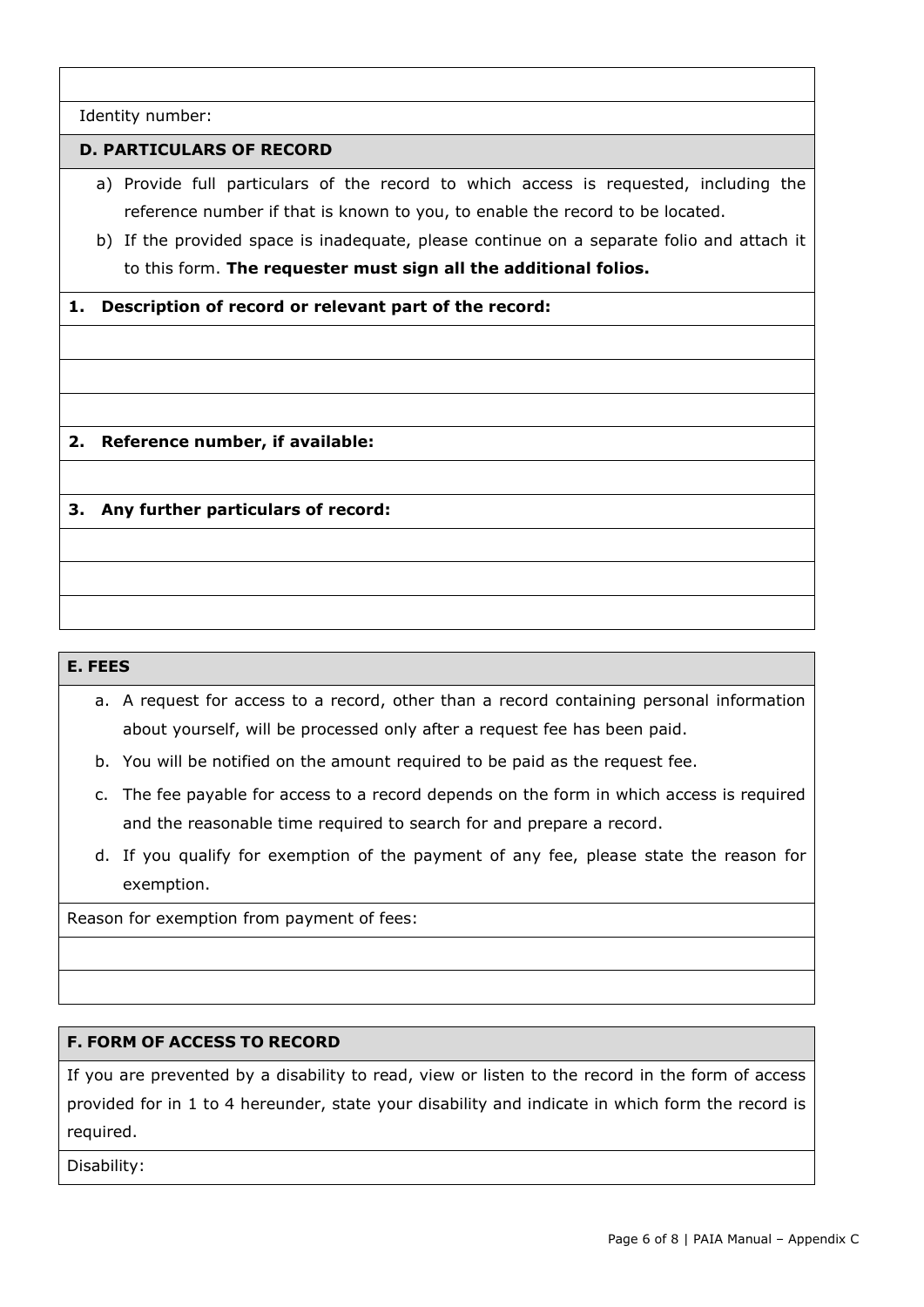Identity number:

**D. PARTICULARS OF RECORD**

a) Provide full particulars of the record to which access is requested, including the reference number if that is known to you, to enable the record to be located.

b) If the provided space is inadequate, please continue on a separate folio and attach it to this form. **The requester must sign all the additional folios.**

**1. Description of record or relevant part of the record:**

**2. Reference number, if available:**

**3. Any further particulars of record:**

**E. FEES**

a. A request for access to a record, other than a record containing personal information about yourself, will be processed only after a request fee has been paid.

b. You will be notified on the amount required to be paid as the request fee.

c. The fee payable for access to a record depends on the form in which access is required and the reasonable time required to search for and prepare a record.

d. If you qualify for exemption of the payment of any fee, please state the reason for exemption.

Reason for exemption from payment of fees:

**F. FORM OF ACCESS TO RECORD**

If you are prevented by a disability to read, view or listen to the record in the form of access provided for in 1 to 4 hereunder, state your disability and indicate in which form the record is required.

Disability: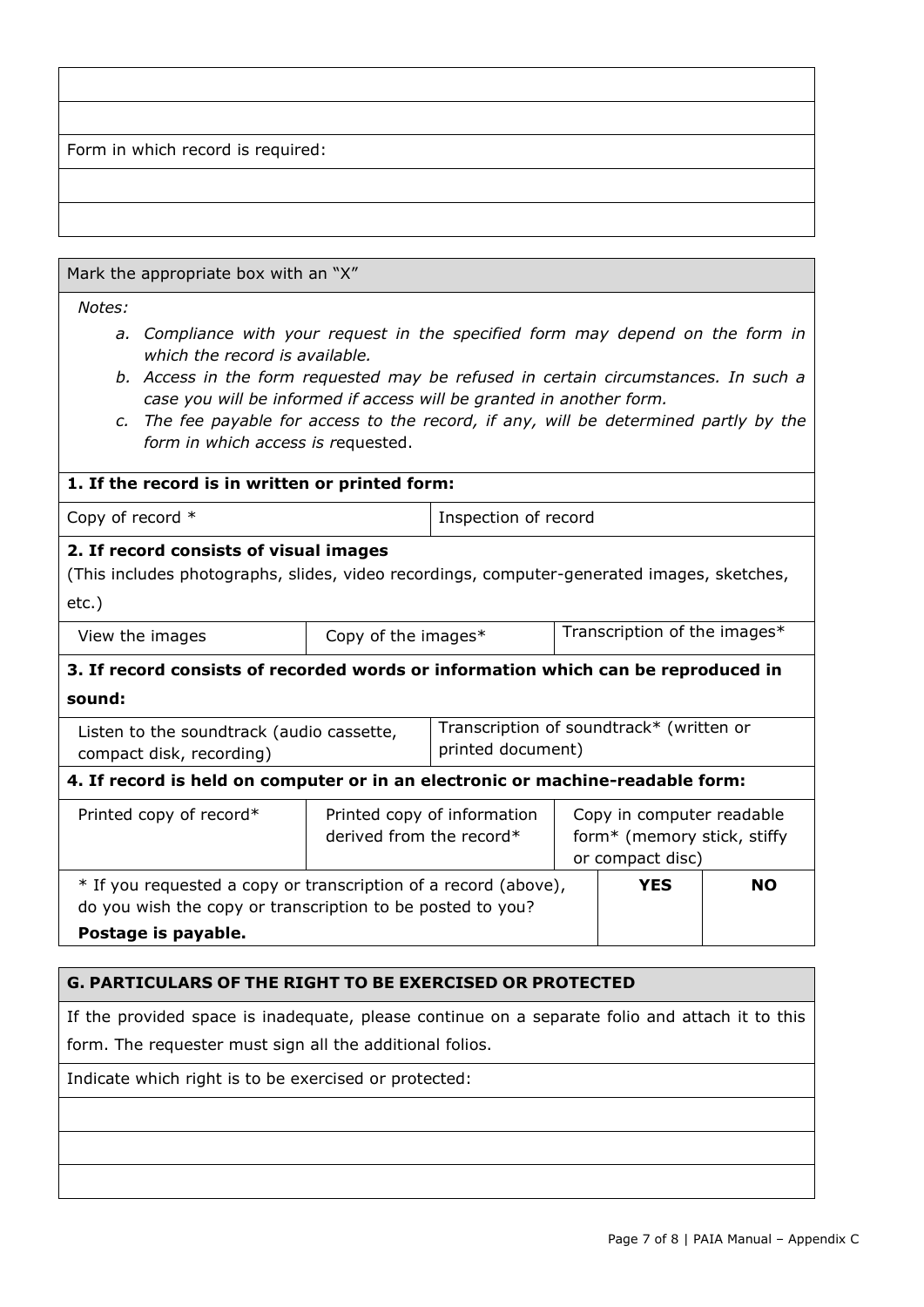| |
|---|
| |
| |
| Form in which record is required: |
| |
| |

| Mark the appropriate box with an "X" | | | | |
|---|---|---|---|---|
| *Notes:*<br>*a. Compliance with your request in the specified form may depend on the form in which the record is available.*<br>*b. Access in the form requested may be refused in certain circumstances. In such a case you will be informed if access will be granted in another form.*<br>*c. The fee payable for access to the record, if any, will be determined partly by the form in which access is r*equested. | | | | |
| **1. If the record is in written or printed form:** | | | | |
| Copy of record * | | Inspection of record | | |
| **2. If record consists of visual images**<br>(This includes photographs, slides, video recordings, computer-generated images, sketches, etc.) | | | | |
| View the images | Copy of the images* | Transcription of the images* | | |
| **3. If record consists of recorded words or information which can be reproduced in sound:** | | | | |
| Listen to the soundtrack (audio cassette, compact disk, recording) | | Transcription of soundtrack* (written or printed document) | | |
| **4. If record is held on computer or in an electronic or machine-readable form:** | | | | |
| Printed copy of record* | Printed copy of information derived from the record* | Copy in computer readable form* (memory stick, stiffy or compact disc) | | |
| * If you requested a copy or transcription of a record (above), do you wish the copy or transcription to be posted to you?<br>**Postage is payable.** | | | **YES** | **NO** |

| **G. PARTICULARS OF THE RIGHT TO BE EXERCISED OR PROTECTED** |
|---|
| If the provided space is inadequate, please continue on a separate folio and attach it to this form. The requester must sign all the additional folios. |
| Indicate which right is to be exercised or protected: |
| |
| |
| |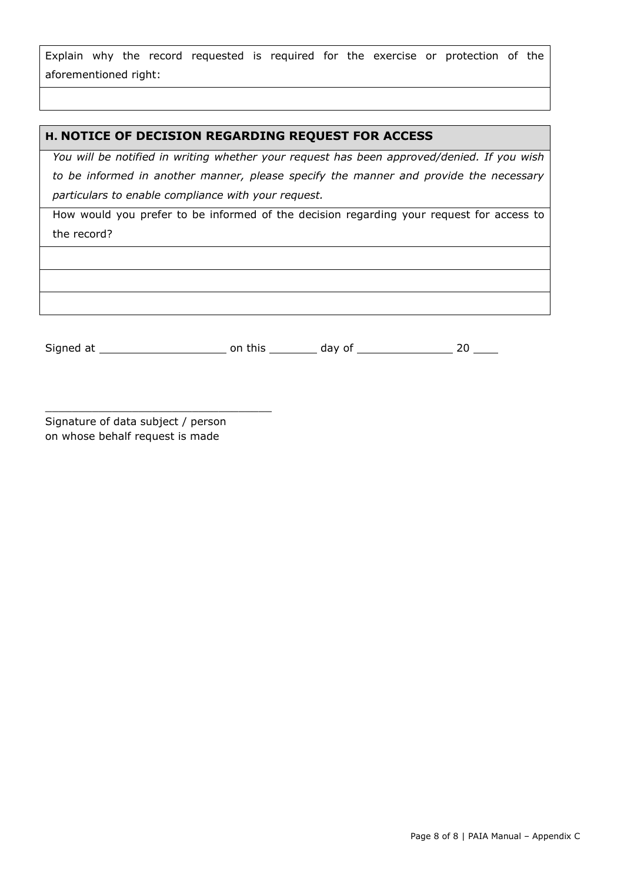| Explain why the record requested is required for the exercise or protection of the aforementioned right: |
| --- |
| |

| **H. NOTICE OF DECISION REGARDING REQUEST FOR ACCESS** |
| --- |
| *You will be notified in writing whether your request has been approved/denied. If you wish to be informed in another manner, please specify the manner and provide the necessary particulars to enable compliance with your request.* |
| How would you prefer to be informed of the decision regarding your request for access to the record? |
| |
| |
| |

Signed at ____________________ on this ________ day of _______________ 20 ____

__________________________________
Signature of data subject / person on whose behalf request is made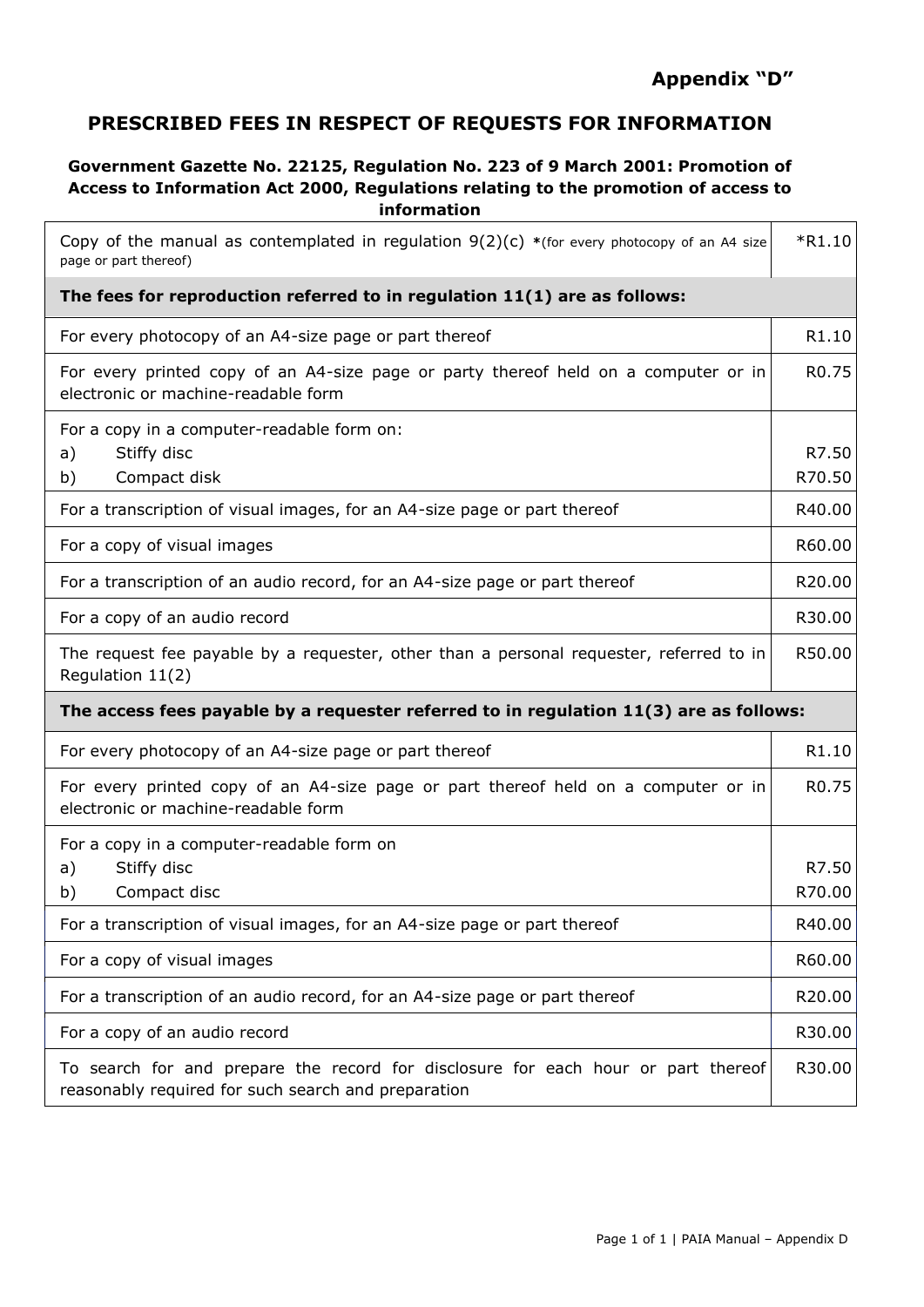**Appendix "D"**

## PRESCRIBED FEES IN RESPECT OF REQUESTS FOR INFORMATION

**Government Gazette No. 22125, Regulation No. 223 of 9 March 2001: Promotion of Access to Information Act 2000, Regulations relating to the promotion of access to information**

| | |
|---|---|
| Copy of the manual as contemplated in regulation 9(2)(c) *(for every photocopy of an A4 size page or part thereof) | *R1.10 |
| **The fees for reproduction referred to in regulation 11(1) are as follows:** | |
| For every photocopy of an A4-size page or part thereof | R1.10 |
| For every printed copy of an A4-size page or party thereof held on a computer or in electronic or machine-readable form | R0.75 |
| For a copy in a computer-readable form on:<br>a) Stiffy disc<br>b) Compact disk | <br>R7.50<br>R70.50 |
| For a transcription of visual images, for an A4-size page or part thereof | R40.00 |
| For a copy of visual images | R60.00 |
| For a transcription of an audio record, for an A4-size page or part thereof | R20.00 |
| For a copy of an audio record | R30.00 |
| The request fee payable by a requester, other than a personal requester, referred to in Regulation 11(2) | R50.00 |
| **The access fees payable by a requester referred to in regulation 11(3) are as follows:** | |
| For every photocopy of an A4-size page or part thereof | R1.10 |
| For every printed copy of an A4-size page or part thereof held on a computer or in electronic or machine-readable form | R0.75 |
| For a copy in a computer-readable form on<br>a) Stiffy disc<br>b) Compact disc | <br>R7.50<br>R70.00 |
| For a transcription of visual images, for an A4-size page or part thereof | R40.00 |
| For a copy of visual images | R60.00 |
| For a transcription of an audio record, for an A4-size page or part thereof | R20.00 |
| For a copy of an audio record | R30.00 |
| To search for and prepare the record for disclosure for each hour or part thereof reasonably required for such search and preparation | R30.00 |